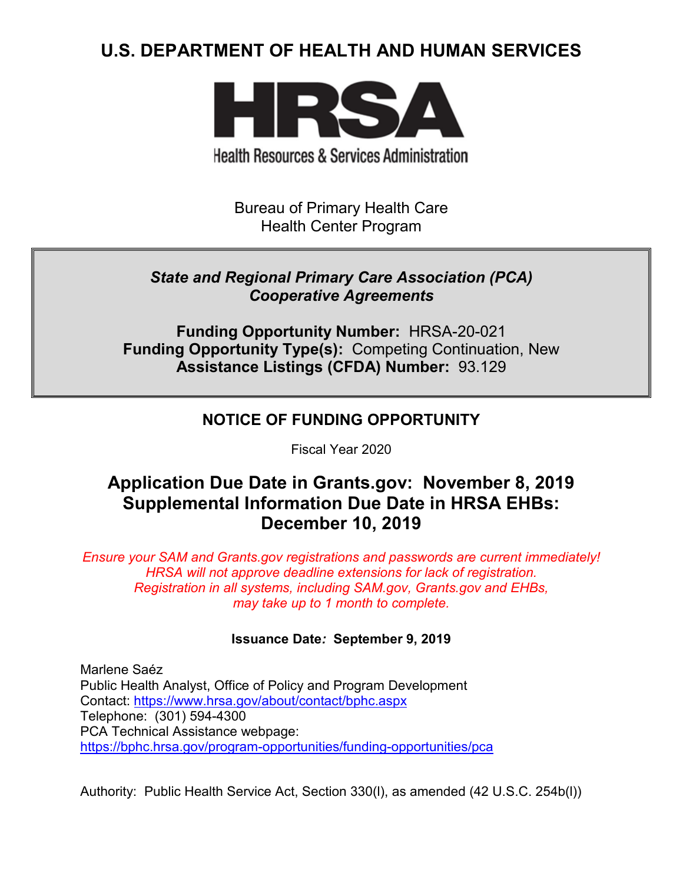# U.S. DEPARTMENT OF HEALTH AND HUMAN SERVICES

**HRSA**

Health Resources & Services Administration

Bureau of Primary Health Care
Health Center Program

***State and Regional Primary Care Association (PCA) Cooperative Agreements***

**Funding Opportunity Number:** HRSA-20-021
**Funding Opportunity Type(s):** Competing Continuation, New
**Assistance Listings (CFDA) Number:** 93.129

## NOTICE OF FUNDING OPPORTUNITY

Fiscal Year 2020

## Application Due Date in Grants.gov: November 8, 2019
## Supplemental Information Due Date in HRSA EHBs: December 10, 2019

*Ensure your SAM and Grants.gov registrations and passwords are current immediately! HRSA will not approve deadline extensions for lack of registration. Registration in all systems, including SAM.gov, Grants.gov and EHBs, may take up to 1 month to complete.*

**Issuance Date*:* September 9, 2019**

Marlene Saéz
Public Health Analyst, Office of Policy and Program Development
Contact: https://www.hrsa.gov/about/contact/bphc.aspx
Telephone: (301) 594-4300
PCA Technical Assistance webpage:
https://bphc.hrsa.gov/program-opportunities/funding-opportunities/pca

Authority: Public Health Service Act, Section 330(l), as amended (42 U.S.C. 254b(l))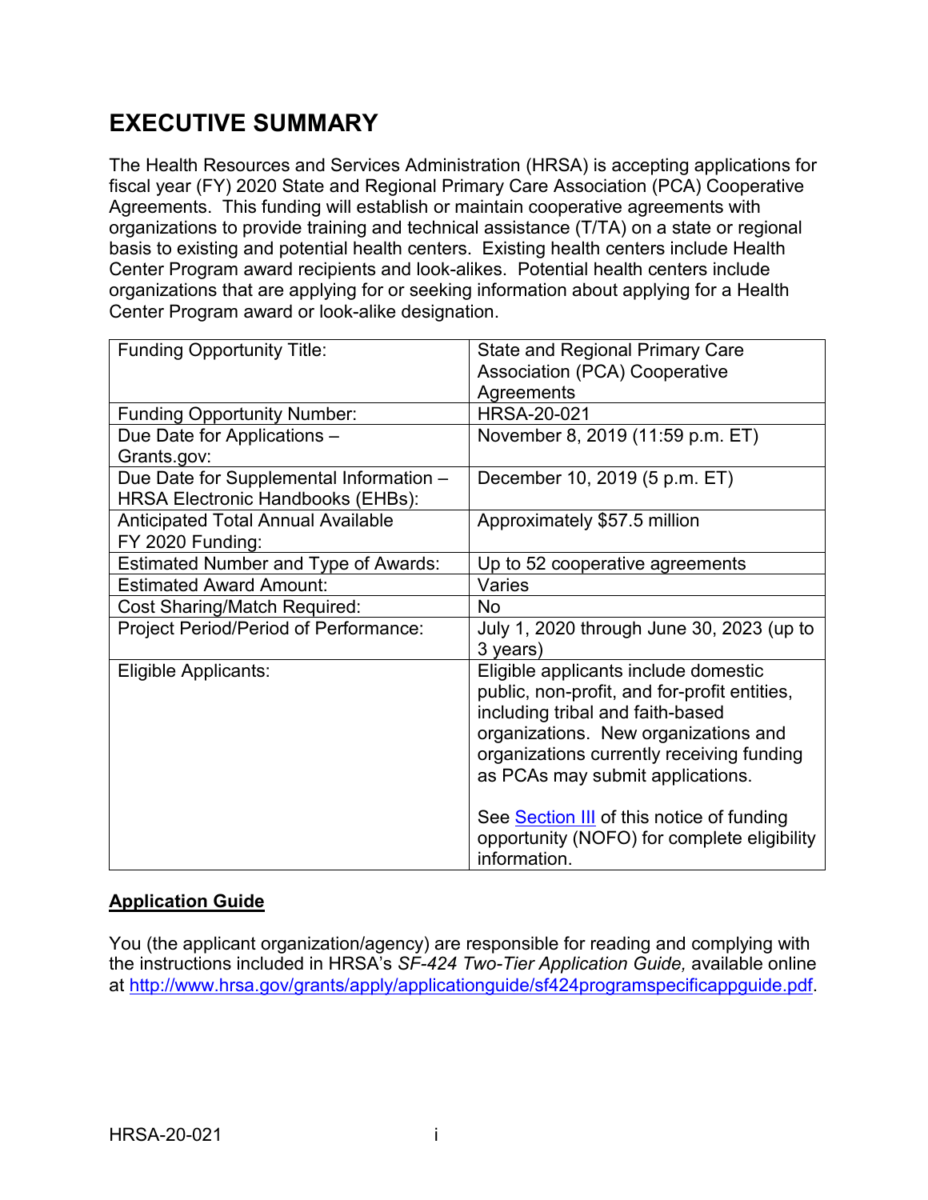# EXECUTIVE SUMMARY

The Health Resources and Services Administration (HRSA) is accepting applications for fiscal year (FY) 2020 State and Regional Primary Care Association (PCA) Cooperative Agreements. This funding will establish or maintain cooperative agreements with organizations to provide training and technical assistance (T/TA) on a state or regional basis to existing and potential health centers. Existing health centers include Health Center Program award recipients and look-alikes. Potential health centers include organizations that are applying for or seeking information about applying for a Health Center Program award or look-alike designation.

| | |
|---|---|
| Funding Opportunity Title: | State and Regional Primary Care Association (PCA) Cooperative Agreements |
| Funding Opportunity Number: | HRSA-20-021 |
| Due Date for Applications – Grants.gov: | November 8, 2019 (11:59 p.m. ET) |
| Due Date for Supplemental Information – HRSA Electronic Handbooks (EHBs): | December 10, 2019 (5 p.m. ET) |
| Anticipated Total Annual Available FY 2020 Funding: | Approximately $57.5 million |
| Estimated Number and Type of Awards: | Up to 52 cooperative agreements |
| Estimated Award Amount: | Varies |
| Cost Sharing/Match Required: | No |
| Project Period/Period of Performance: | July 1, 2020 through June 30, 2023 (up to 3 years) |
| Eligible Applicants: | Eligible applicants include domestic public, non-profit, and for-profit entities, including tribal and faith-based organizations. New organizations and organizations currently receiving funding as PCAs may submit applications.<br><br>See Section III of this notice of funding opportunity (NOFO) for complete eligibility information. |

## Application Guide

You (the applicant organization/agency) are responsible for reading and complying with the instructions included in HRSA's *SF-424 Two-Tier Application Guide,* available online at http://www.hrsa.gov/grants/apply/applicationguide/sf424programspecificappguide.pdf.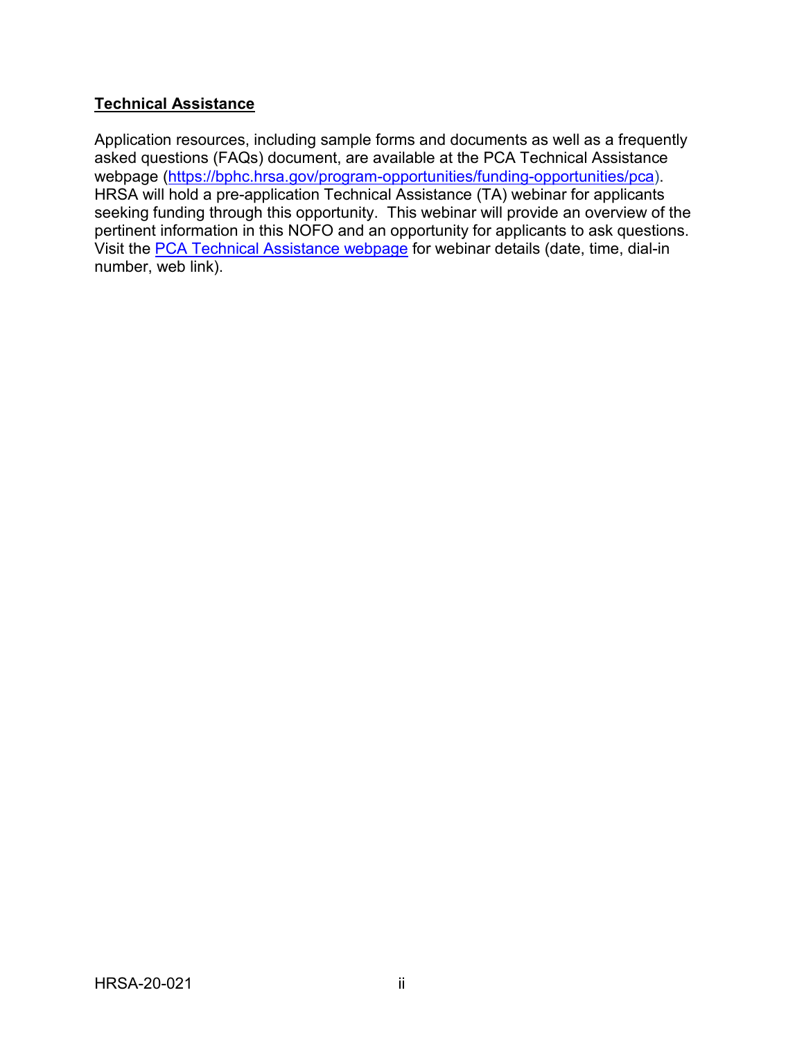**Technical Assistance**

Application resources, including sample forms and documents as well as a frequently asked questions (FAQs) document, are available at the PCA Technical Assistance webpage (https://bphc.hrsa.gov/program-opportunities/funding-opportunities/pca). HRSA will hold a pre-application Technical Assistance (TA) webinar for applicants seeking funding through this opportunity. This webinar will provide an overview of the pertinent information in this NOFO and an opportunity for applicants to ask questions. Visit the PCA Technical Assistance webpage for webinar details (date, time, dial-in number, web link).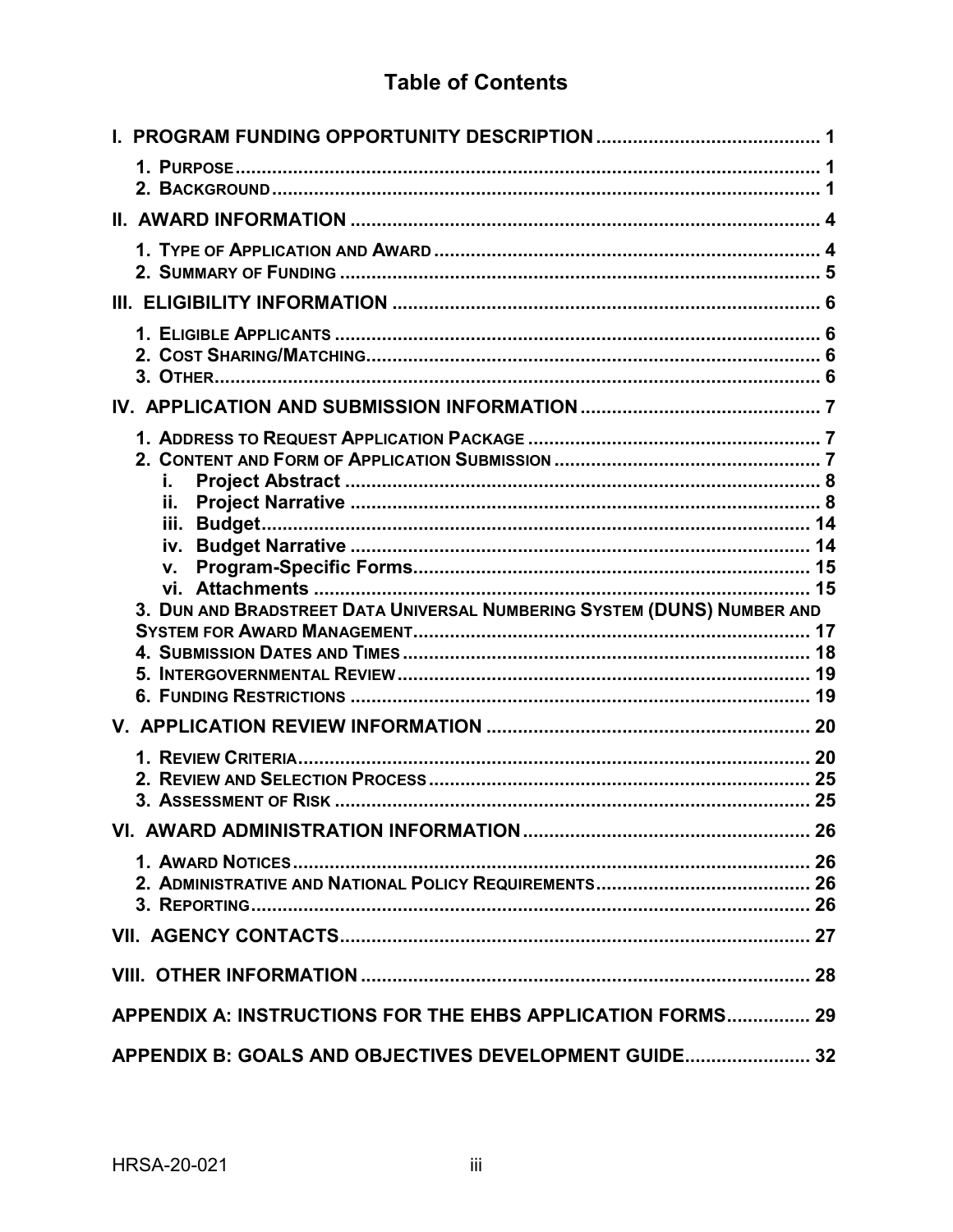# Table of Contents

**I. PROGRAM FUNDING OPPORTUNITY DESCRIPTION .......... 1**

- 1. PURPOSE .......... 1
- 2. BACKGROUND .......... 1

**II. AWARD INFORMATION .......... 4**

- 1. TYPE OF APPLICATION AND AWARD .......... 4
- 2. SUMMARY OF FUNDING .......... 5

**III. ELIGIBILITY INFORMATION .......... 6**

- 1. ELIGIBLE APPLICANTS .......... 6
- 2. COST SHARING/MATCHING .......... 6
- 3. OTHER .......... 6

**IV. APPLICATION AND SUBMISSION INFORMATION .......... 7**

- 1. ADDRESS TO REQUEST APPLICATION PACKAGE .......... 7
- 2. CONTENT AND FORM OF APPLICATION SUBMISSION .......... 7
  - i. **Project Abstract** .......... 8
  - ii. **Project Narrative** .......... 8
  - iii. **Budget** .......... 14
  - iv. **Budget Narrative** .......... 14
  - v. **Program-Specific Forms** .......... 15
  - vi. **Attachments** .......... 15
- 3. DUN AND BRADSTREET DATA UNIVERSAL NUMBERING SYSTEM (DUNS) NUMBER AND SYSTEM FOR AWARD MANAGEMENT .......... 17
- 4. SUBMISSION DATES AND TIMES .......... 18
- 5. INTERGOVERNMENTAL REVIEW .......... 19
- 6. FUNDING RESTRICTIONS .......... 19

**V. APPLICATION REVIEW INFORMATION .......... 20**

- 1. REVIEW CRITERIA .......... 20
- 2. REVIEW AND SELECTION PROCESS .......... 25
- 3. ASSESSMENT OF RISK .......... 25

**VI. AWARD ADMINISTRATION INFORMATION .......... 26**

- 1. AWARD NOTICES .......... 26
- 2. ADMINISTRATIVE AND NATIONAL POLICY REQUIREMENTS .......... 26
- 3. REPORTING .......... 26

**VII. AGENCY CONTACTS .......... 27**

**VIII. OTHER INFORMATION .......... 28**

**APPENDIX A: INSTRUCTIONS FOR THE EHBS APPLICATION FORMS .......... 29**

**APPENDIX B: GOALS AND OBJECTIVES DEVELOPMENT GUIDE .......... 32**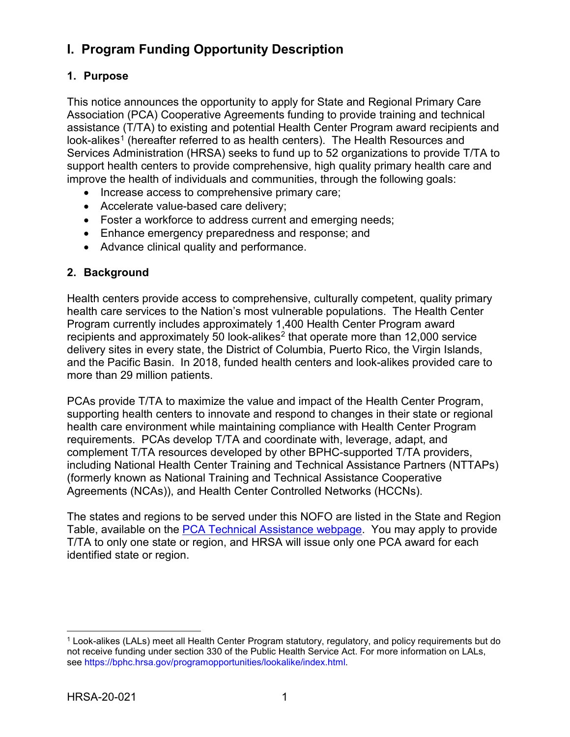# I. Program Funding Opportunity Description

## 1. Purpose

This notice announces the opportunity to apply for State and Regional Primary Care Association (PCA) Cooperative Agreements funding to provide training and technical assistance (T/TA) to existing and potential Health Center Program award recipients and look-alikes[1] (hereafter referred to as health centers). The Health Resources and Services Administration (HRSA) seeks to fund up to 52 organizations to provide T/TA to support health centers to provide comprehensive, high quality primary health care and improve the health of individuals and communities, through the following goals:

- Increase access to comprehensive primary care;
- Accelerate value-based care delivery;
- Foster a workforce to address current and emerging needs;
- Enhance emergency preparedness and response; and
- Advance clinical quality and performance.

## 2. Background

Health centers provide access to comprehensive, culturally competent, quality primary health care services to the Nation's most vulnerable populations. The Health Center Program currently includes approximately 1,400 Health Center Program award recipients and approximately 50 look-alikes[2] that operate more than 12,000 service delivery sites in every state, the District of Columbia, Puerto Rico, the Virgin Islands, and the Pacific Basin. In 2018, funded health centers and look-alikes provided care to more than 29 million patients.

PCAs provide T/TA to maximize the value and impact of the Health Center Program, supporting health centers to innovate and respond to changes in their state or regional health care environment while maintaining compliance with Health Center Program requirements. PCAs develop T/TA and coordinate with, leverage, adapt, and complement T/TA resources developed by other BPHC-supported T/TA providers, including National Health Center Training and Technical Assistance Partners (NTTAPs) (formerly known as National Training and Technical Assistance Cooperative Agreements (NCAs)), and Health Center Controlled Networks (HCCNs).

The states and regions to be served under this NOFO are listed in the State and Region Table, available on the [PCA Technical Assistance webpage](). You may apply to provide T/TA to only one state or region, and HRSA will issue only one PCA award for each identified state or region.

---

[1] Look-alikes (LALs) meet all Health Center Program statutory, regulatory, and policy requirements but do not receive funding under section 330 of the Public Health Service Act. For more information on LALs, see https://bphc.hrsa.gov/programopportunities/lookalike/index.html.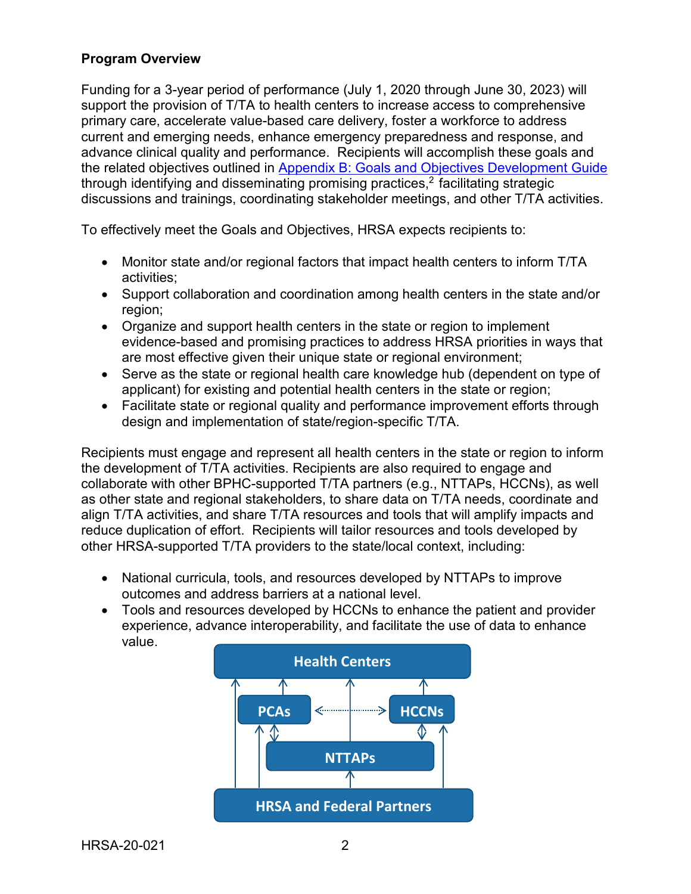**Program Overview**

Funding for a 3-year period of performance (July 1, 2020 through June 30, 2023) will support the provision of T/TA to health centers to increase access to comprehensive primary care, accelerate value-based care delivery, foster a workforce to address current and emerging needs, enhance emergency preparedness and response, and advance clinical quality and performance. Recipients will accomplish these goals and the related objectives outlined in Appendix B: Goals and Objectives Development Guide through identifying and disseminating promising practices,[2] facilitating strategic discussions and trainings, coordinating stakeholder meetings, and other T/TA activities.

To effectively meet the Goals and Objectives, HRSA expects recipients to:

- Monitor state and/or regional factors that impact health centers to inform T/TA activities;
- Support collaboration and coordination among health centers in the state and/or region;
- Organize and support health centers in the state or region to implement evidence-based and promising practices to address HRSA priorities in ways that are most effective given their unique state or regional environment;
- Serve as the state or regional health care knowledge hub (dependent on type of applicant) for existing and potential health centers in the state or region;
- Facilitate state or regional quality and performance improvement efforts through design and implementation of state/region-specific T/TA.

Recipients must engage and represent all health centers in the state or region to inform the development of T/TA activities. Recipients are also required to engage and collaborate with other BPHC-supported T/TA partners (e.g., NTTAPs, HCCNs), as well as other state and regional stakeholders, to share data on T/TA needs, coordinate and align T/TA activities, and share T/TA resources and tools that will amplify impacts and reduce duplication of effort. Recipients will tailor resources and tools developed by other HRSA-supported T/TA providers to the state/local context, including:

- National curricula, tools, and resources developed by NTTAPs to improve outcomes and address barriers at a national level.
- Tools and resources developed by HCCNs to enhance the patient and provider experience, advance interoperability, and facilitate the use of data to enhance value.

Health Centers

PCAs

HCCNs

NTTAPs

HRSA and Federal Partners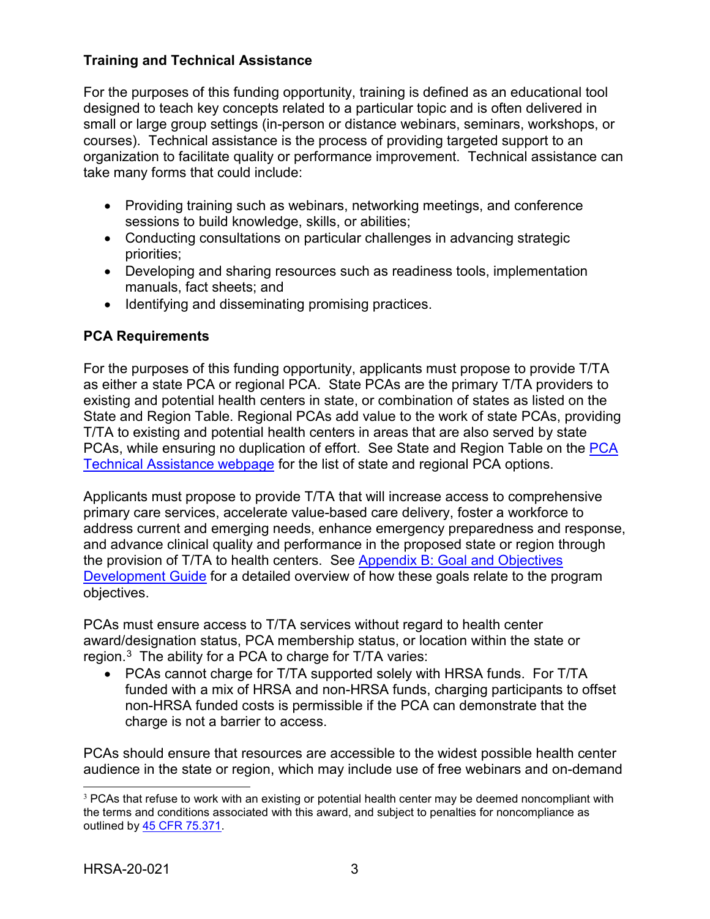### Training and Technical Assistance

For the purposes of this funding opportunity, training is defined as an educational tool designed to teach key concepts related to a particular topic and is often delivered in small or large group settings (in-person or distance webinars, seminars, workshops, or courses). Technical assistance is the process of providing targeted support to an organization to facilitate quality or performance improvement. Technical assistance can take many forms that could include:

- Providing training such as webinars, networking meetings, and conference sessions to build knowledge, skills, or abilities;
- Conducting consultations on particular challenges in advancing strategic priorities;
- Developing and sharing resources such as readiness tools, implementation manuals, fact sheets; and
- Identifying and disseminating promising practices.

### PCA Requirements

For the purposes of this funding opportunity, applicants must propose to provide T/TA as either a state PCA or regional PCA. State PCAs are the primary T/TA providers to existing and potential health centers in state, or combination of states as listed on the State and Region Table. Regional PCAs add value to the work of state PCAs, providing T/TA to existing and potential health centers in areas that are also served by state PCAs, while ensuring no duplication of effort. See State and Region Table on the PCA Technical Assistance webpage for the list of state and regional PCA options.

Applicants must propose to provide T/TA that will increase access to comprehensive primary care services, accelerate value-based care delivery, foster a workforce to address current and emerging needs, enhance emergency preparedness and response, and advance clinical quality and performance in the proposed state or region through the provision of T/TA to health centers. See Appendix B: Goal and Objectives Development Guide for a detailed overview of how these goals relate to the program objectives.

PCAs must ensure access to T/TA services without regard to health center award/designation status, PCA membership status, or location within the state or region.[3] The ability for a PCA to charge for T/TA varies:

- PCAs cannot charge for T/TA supported solely with HRSA funds. For T/TA funded with a mix of HRSA and non-HRSA funds, charging participants to offset non-HRSA funded costs is permissible if the PCA can demonstrate that the charge is not a barrier to access.

PCAs should ensure that resources are accessible to the widest possible health center audience in the state or region, which may include use of free webinars and on-demand

[3] PCAs that refuse to work with an existing or potential health center may be deemed noncompliant with the terms and conditions associated with this award, and subject to penalties for noncompliance as outlined by 45 CFR 75.371.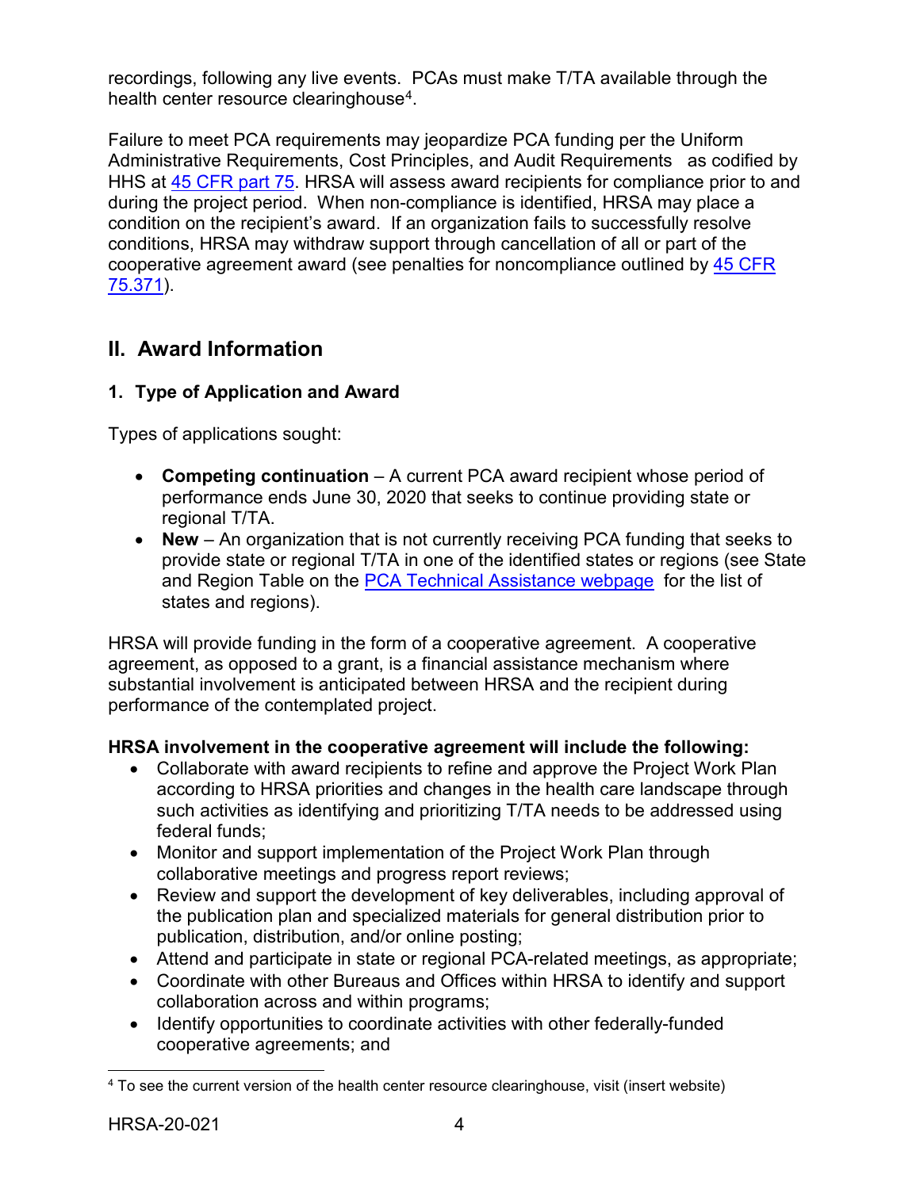recordings, following any live events. PCAs must make T/TA available through the health center resource clearinghouse[4].

Failure to meet PCA requirements may jeopardize PCA funding per the Uniform Administrative Requirements, Cost Principles, and Audit Requirements as codified by HHS at [45 CFR part 75](). HRSA will assess award recipients for compliance prior to and during the project period. When non-compliance is identified, HRSA may place a condition on the recipient's award. If an organization fails to successfully resolve conditions, HRSA may withdraw support through cancellation of all or part of the cooperative agreement award (see penalties for noncompliance outlined by [45 CFR 75.371]()).

## II. Award Information

### 1. Type of Application and Award

Types of applications sought:

- **Competing continuation** – A current PCA award recipient whose period of performance ends June 30, 2020 that seeks to continue providing state or regional T/TA.
- **New** – An organization that is not currently receiving PCA funding that seeks to provide state or regional T/TA in one of the identified states or regions (see State and Region Table on the [PCA Technical Assistance webpage]() for the list of states and regions).

HRSA will provide funding in the form of a cooperative agreement. A cooperative agreement, as opposed to a grant, is a financial assistance mechanism where substantial involvement is anticipated between HRSA and the recipient during performance of the contemplated project.

**HRSA involvement in the cooperative agreement will include the following:**

- Collaborate with award recipients to refine and approve the Project Work Plan according to HRSA priorities and changes in the health care landscape through such activities as identifying and prioritizing T/TA needs to be addressed using federal funds;
- Monitor and support implementation of the Project Work Plan through collaborative meetings and progress report reviews;
- Review and support the development of key deliverables, including approval of the publication plan and specialized materials for general distribution prior to publication, distribution, and/or online posting;
- Attend and participate in state or regional PCA-related meetings, as appropriate;
- Coordinate with other Bureaus and Offices within HRSA to identify and support collaboration across and within programs;
- Identify opportunities to coordinate activities with other federally-funded cooperative agreements; and

[4] To see the current version of the health center resource clearinghouse, visit (insert website)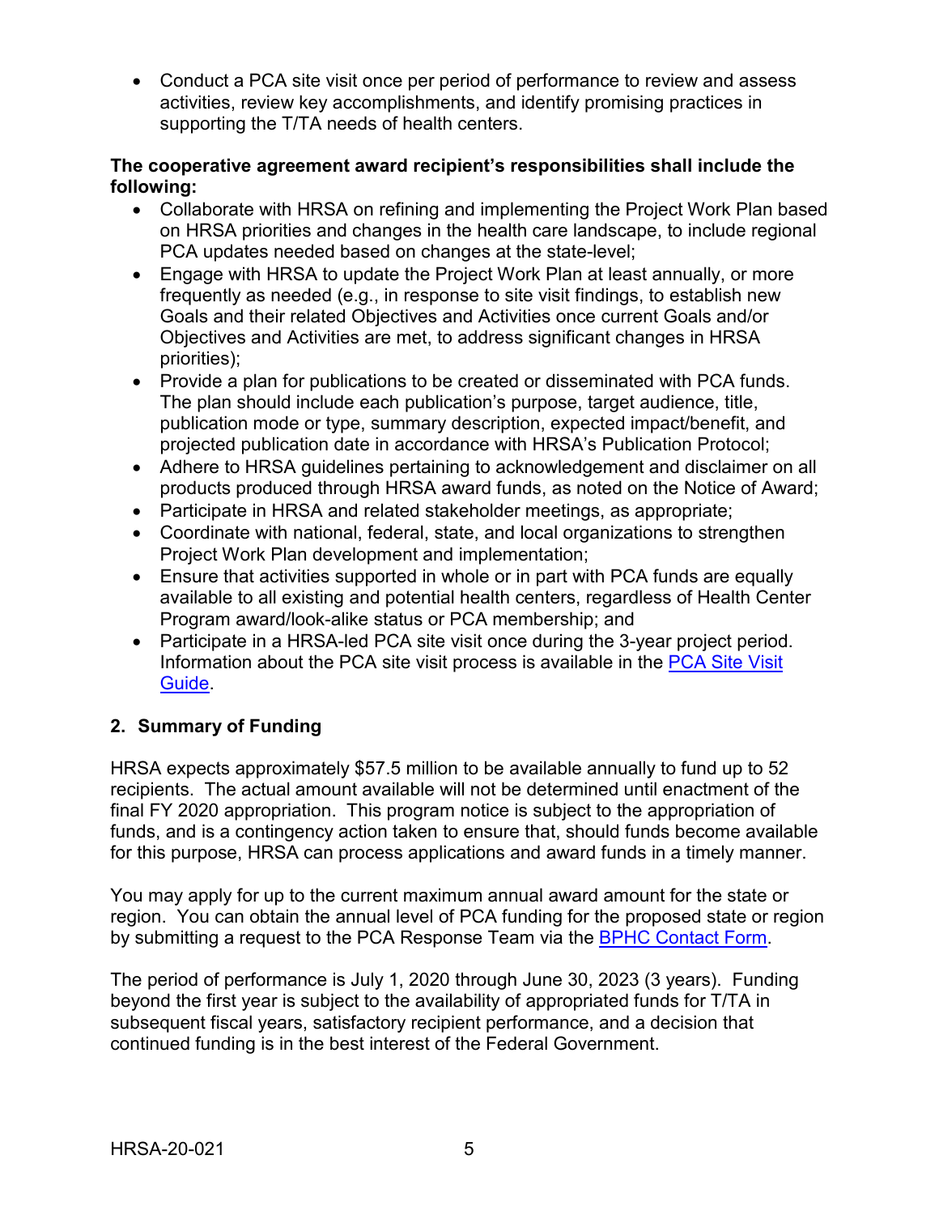- Conduct a PCA site visit once per period of performance to review and assess activities, review key accomplishments, and identify promising practices in supporting the T/TA needs of health centers.

**The cooperative agreement award recipient's responsibilities shall include the following:**

- Collaborate with HRSA on refining and implementing the Project Work Plan based on HRSA priorities and changes in the health care landscape, to include regional PCA updates needed based on changes at the state-level;
- Engage with HRSA to update the Project Work Plan at least annually, or more frequently as needed (e.g., in response to site visit findings, to establish new Goals and their related Objectives and Activities once current Goals and/or Objectives and Activities are met, to address significant changes in HRSA priorities);
- Provide a plan for publications to be created or disseminated with PCA funds. The plan should include each publication's purpose, target audience, title, publication mode or type, summary description, expected impact/benefit, and projected publication date in accordance with HRSA's Publication Protocol;
- Adhere to HRSA guidelines pertaining to acknowledgement and disclaimer on all products produced through HRSA award funds, as noted on the Notice of Award;
- Participate in HRSA and related stakeholder meetings, as appropriate;
- Coordinate with national, federal, state, and local organizations to strengthen Project Work Plan development and implementation;
- Ensure that activities supported in whole or in part with PCA funds are equally available to all existing and potential health centers, regardless of Health Center Program award/look-alike status or PCA membership; and
- Participate in a HRSA-led PCA site visit once during the 3-year project period. Information about the PCA site visit process is available in the [PCA Site Visit Guide](PCA Site Visit Guide).

## 2. Summary of Funding

HRSA expects approximately $57.5 million to be available annually to fund up to 52 recipients. The actual amount available will not be determined until enactment of the final FY 2020 appropriation. This program notice is subject to the appropriation of funds, and is a contingency action taken to ensure that, should funds become available for this purpose, HRSA can process applications and award funds in a timely manner.

You may apply for up to the current maximum annual award amount for the state or region. You can obtain the annual level of PCA funding for the proposed state or region by submitting a request to the PCA Response Team via the [BPHC Contact Form](BPHC Contact Form).

The period of performance is July 1, 2020 through June 30, 2023 (3 years). Funding beyond the first year is subject to the availability of appropriated funds for T/TA in subsequent fiscal years, satisfactory recipient performance, and a decision that continued funding is in the best interest of the Federal Government.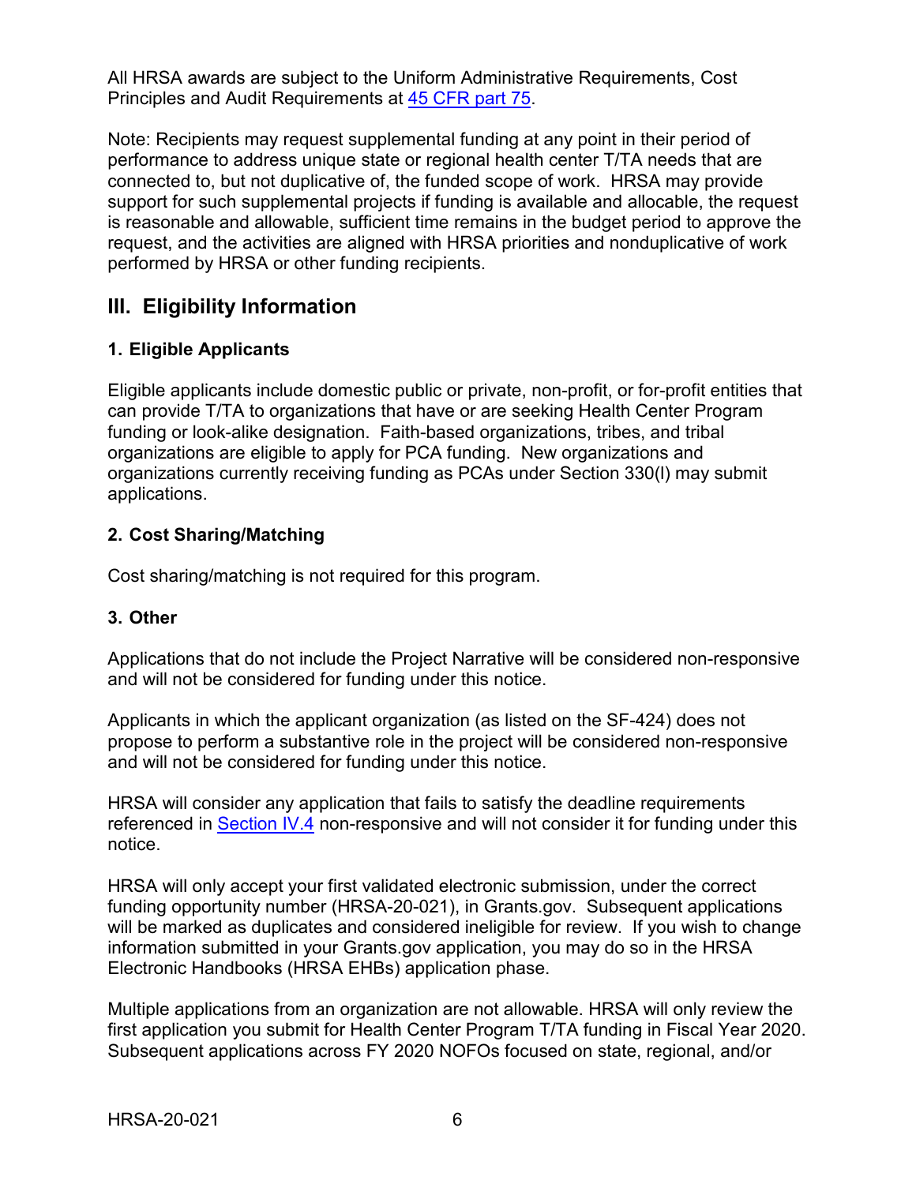All HRSA awards are subject to the Uniform Administrative Requirements, Cost Principles and Audit Requirements at [45 CFR part 75](45 CFR part 75).

Note: Recipients may request supplemental funding at any point in their period of performance to address unique state or regional health center T/TA needs that are connected to, but not duplicative of, the funded scope of work. HRSA may provide support for such supplemental projects if funding is available and allocable, the request is reasonable and allowable, sufficient time remains in the budget period to approve the request, and the activities are aligned with HRSA priorities and nonduplicative of work performed by HRSA or other funding recipients.

## III. Eligibility Information

### 1. Eligible Applicants

Eligible applicants include domestic public or private, non-profit, or for-profit entities that can provide T/TA to organizations that have or are seeking Health Center Program funding or look-alike designation. Faith-based organizations, tribes, and tribal organizations are eligible to apply for PCA funding. New organizations and organizations currently receiving funding as PCAs under Section 330(l) may submit applications.

### 2. Cost Sharing/Matching

Cost sharing/matching is not required for this program.

### 3. Other

Applications that do not include the Project Narrative will be considered non-responsive and will not be considered for funding under this notice.

Applicants in which the applicant organization (as listed on the SF-424) does not propose to perform a substantive role in the project will be considered non-responsive and will not be considered for funding under this notice.

HRSA will consider any application that fails to satisfy the deadline requirements referenced in Section IV.4 non-responsive and will not consider it for funding under this notice.

HRSA will only accept your first validated electronic submission, under the correct funding opportunity number (HRSA-20-021), in Grants.gov. Subsequent applications will be marked as duplicates and considered ineligible for review. If you wish to change information submitted in your Grants.gov application, you may do so in the HRSA Electronic Handbooks (HRSA EHBs) application phase.

Multiple applications from an organization are not allowable. HRSA will only review the first application you submit for Health Center Program T/TA funding in Fiscal Year 2020. Subsequent applications across FY 2020 NOFOs focused on state, regional, and/or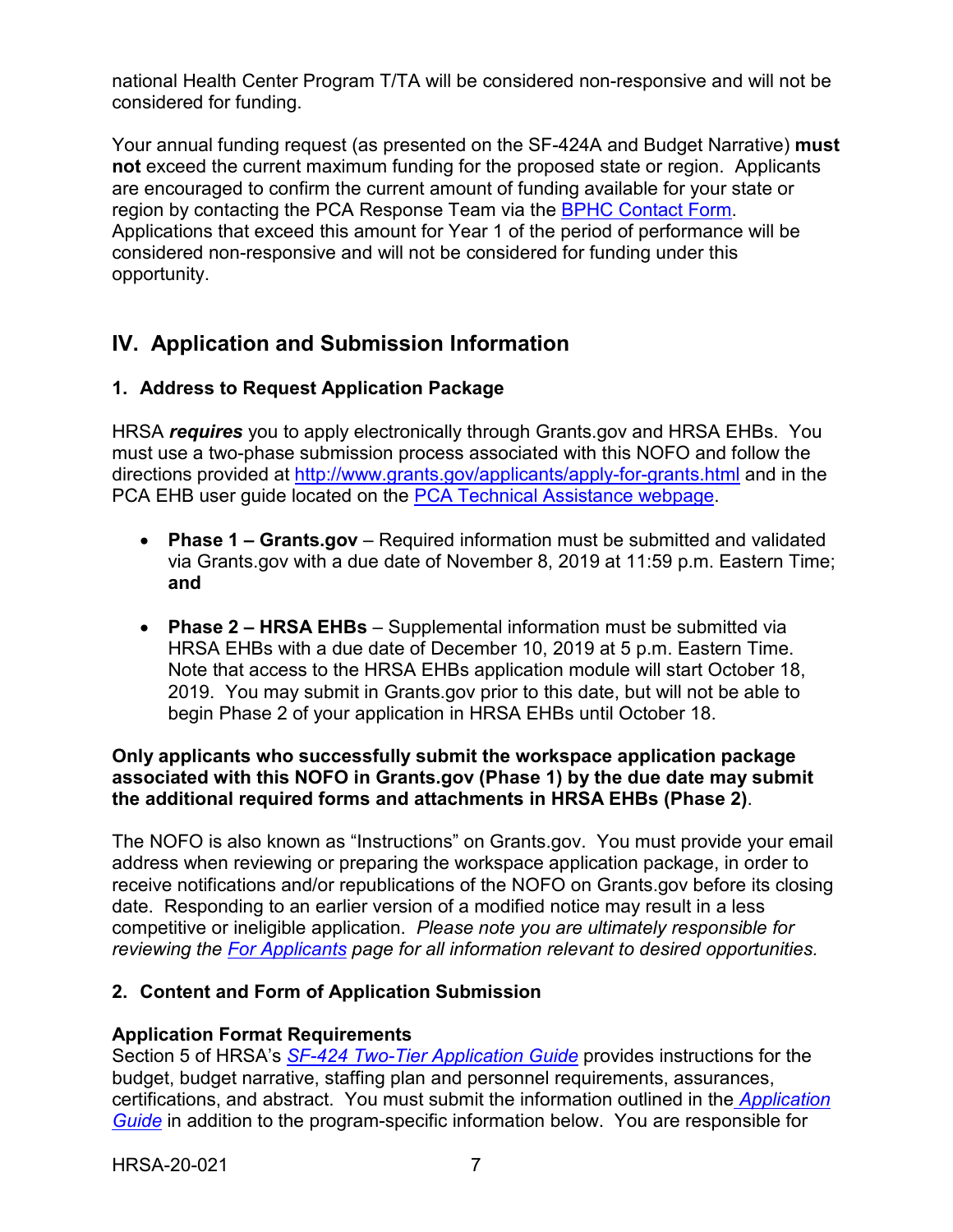national Health Center Program T/TA will be considered non-responsive and will not be considered for funding.

Your annual funding request (as presented on the SF-424A and Budget Narrative) **must not** exceed the current maximum funding for the proposed state or region. Applicants are encouraged to confirm the current amount of funding available for your state or region by contacting the PCA Response Team via the [BPHC Contact Form](). Applications that exceed this amount for Year 1 of the period of performance will be considered non-responsive and will not be considered for funding under this opportunity.

## IV. Application and Submission Information

### 1. Address to Request Application Package

HRSA ***requires*** you to apply electronically through Grants.gov and HRSA EHBs. You must use a two-phase submission process associated with this NOFO and follow the directions provided at [http://www.grants.gov/applicants/apply-for-grants.html](http://www.grants.gov/applicants/apply-for-grants.html) and in the PCA EHB user guide located on the [PCA Technical Assistance webpage]().

- **Phase 1 – Grants.gov** – Required information must be submitted and validated via Grants.gov with a due date of November 8, 2019 at 11:59 p.m. Eastern Time; **and**

- **Phase 2 – HRSA EHBs** – Supplemental information must be submitted via HRSA EHBs with a due date of December 10, 2019 at 5 p.m. Eastern Time. Note that access to the HRSA EHBs application module will start October 18, 2019. You may submit in Grants.gov prior to this date, but will not be able to begin Phase 2 of your application in HRSA EHBs until October 18.

**Only applicants who successfully submit the workspace application package associated with this NOFO in Grants.gov (Phase 1) by the due date may submit the additional required forms and attachments in HRSA EHBs (Phase 2)**.

The NOFO is also known as "Instructions" on Grants.gov. You must provide your email address when reviewing or preparing the workspace application package, in order to receive notifications and/or republications of the NOFO on Grants.gov before its closing date. Responding to an earlier version of a modified notice may result in a less competitive or ineligible application. *Please note you are ultimately responsible for reviewing the [For Applicants]() page for all information relevant to desired opportunities.*

### 2. Content and Form of Application Submission

**Application Format Requirements**
Section 5 of HRSA's *[SF-424 Two-Tier Application Guide]()* provides instructions for the budget, budget narrative, staffing plan and personnel requirements, assurances, certifications, and abstract. You must submit the information outlined in the *[Application Guide]()* in addition to the program-specific information below. You are responsible for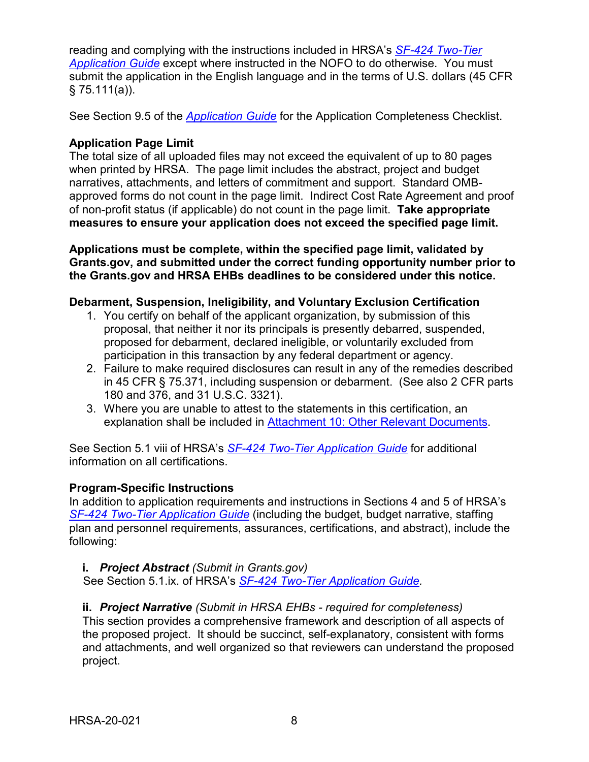reading and complying with the instructions included in HRSA's *SF-424 Two-Tier Application Guide* except where instructed in the NOFO to do otherwise. You must submit the application in the English language and in the terms of U.S. dollars (45 CFR § 75.111(a)).

See Section 9.5 of the *Application Guide* for the Application Completeness Checklist.

**Application Page Limit**

The total size of all uploaded files may not exceed the equivalent of up to 80 pages when printed by HRSA. The page limit includes the abstract, project and budget narratives, attachments, and letters of commitment and support. Standard OMB-approved forms do not count in the page limit. Indirect Cost Rate Agreement and proof of non-profit status (if applicable) do not count in the page limit. **Take appropriate measures to ensure your application does not exceed the specified page limit.**

**Applications must be complete, within the specified page limit, validated by Grants.gov, and submitted under the correct funding opportunity number prior to the Grants.gov and HRSA EHBs deadlines to be considered under this notice.**

**Debarment, Suspension, Ineligibility, and Voluntary Exclusion Certification**

1. You certify on behalf of the applicant organization, by submission of this proposal, that neither it nor its principals is presently debarred, suspended, proposed for debarment, declared ineligible, or voluntarily excluded from participation in this transaction by any federal department or agency.
2. Failure to make required disclosures can result in any of the remedies described in 45 CFR § 75.371, including suspension or debarment. (See also 2 CFR parts 180 and 376, and 31 U.S.C. 3321).
3. Where you are unable to attest to the statements in this certification, an explanation shall be included in Attachment 10: Other Relevant Documents.

See Section 5.1 viii of HRSA's *SF-424 Two-Tier Application Guide* for additional information on all certifications.

**Program-Specific Instructions**

In addition to application requirements and instructions in Sections 4 and 5 of HRSA's *SF-424 Two-Tier Application Guide* (including the budget, budget narrative, staffing plan and personnel requirements, assurances, certifications, and abstract), include the following:

**i. *Project Abstract*** *(Submit in Grants.gov)*
See Section 5.1.ix. of HRSA's *SF-424 Two-Tier Application Guide.*

**ii. *Project Narrative*** *(Submit in HRSA EHBs - required for completeness)*
This section provides a comprehensive framework and description of all aspects of the proposed project. It should be succinct, self-explanatory, consistent with forms and attachments, and well organized so that reviewers can understand the proposed project.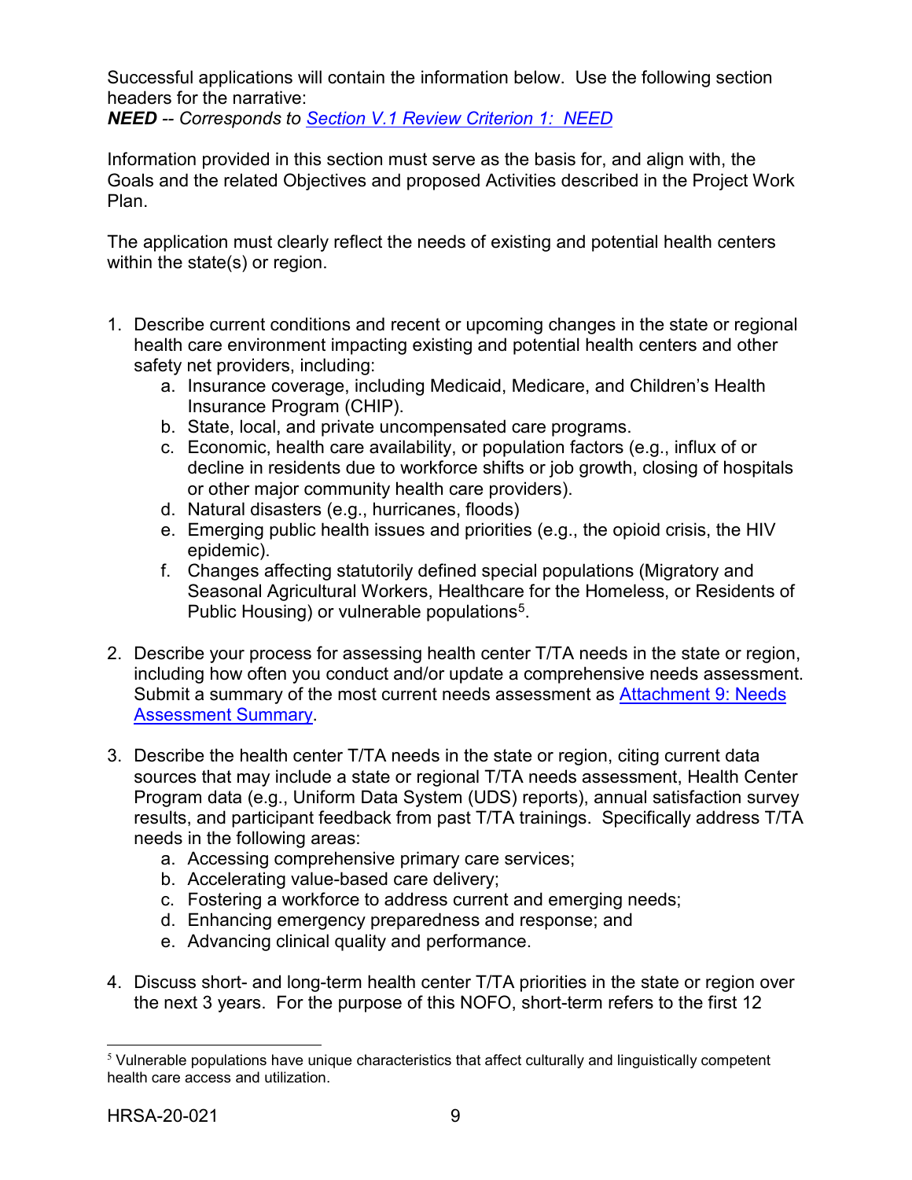Successful applications will contain the information below. Use the following section headers for the narrative:

***NEED*** *-- Corresponds to [Section V.1 Review Criterion 1: NEED]*

Information provided in this section must serve as the basis for, and align with, the Goals and the related Objectives and proposed Activities described in the Project Work Plan.

The application must clearly reflect the needs of existing and potential health centers within the state(s) or region.

1. Describe current conditions and recent or upcoming changes in the state or regional health care environment impacting existing and potential health centers and other safety net providers, including:
    a. Insurance coverage, including Medicaid, Medicare, and Children's Health Insurance Program (CHIP).
    b. State, local, and private uncompensated care programs.
    c. Economic, health care availability, or population factors (e.g., influx of or decline in residents due to workforce shifts or job growth, closing of hospitals or other major community health care providers).
    d. Natural disasters (e.g., hurricanes, floods)
    e. Emerging public health issues and priorities (e.g., the opioid crisis, the HIV epidemic).
    f. Changes affecting statutorily defined special populations (Migratory and Seasonal Agricultural Workers, Healthcare for the Homeless, or Residents of Public Housing) or vulnerable populations[5].

2. Describe your process for assessing health center T/TA needs in the state or region, including how often you conduct and/or update a comprehensive needs assessment. Submit a summary of the most current needs assessment as [Attachment 9: Needs Assessment Summary].

3. Describe the health center T/TA needs in the state or region, citing current data sources that may include a state or regional T/TA needs assessment, Health Center Program data (e.g., Uniform Data System (UDS) reports), annual satisfaction survey results, and participant feedback from past T/TA trainings. Specifically address T/TA needs in the following areas:
    a. Accessing comprehensive primary care services;
    b. Accelerating value-based care delivery;
    c. Fostering a workforce to address current and emerging needs;
    d. Enhancing emergency preparedness and response; and
    e. Advancing clinical quality and performance.

4. Discuss short- and long-term health center T/TA priorities in the state or region over the next 3 years. For the purpose of this NOFO, short-term refers to the first 12

[5] Vulnerable populations have unique characteristics that affect culturally and linguistically competent health care access and utilization.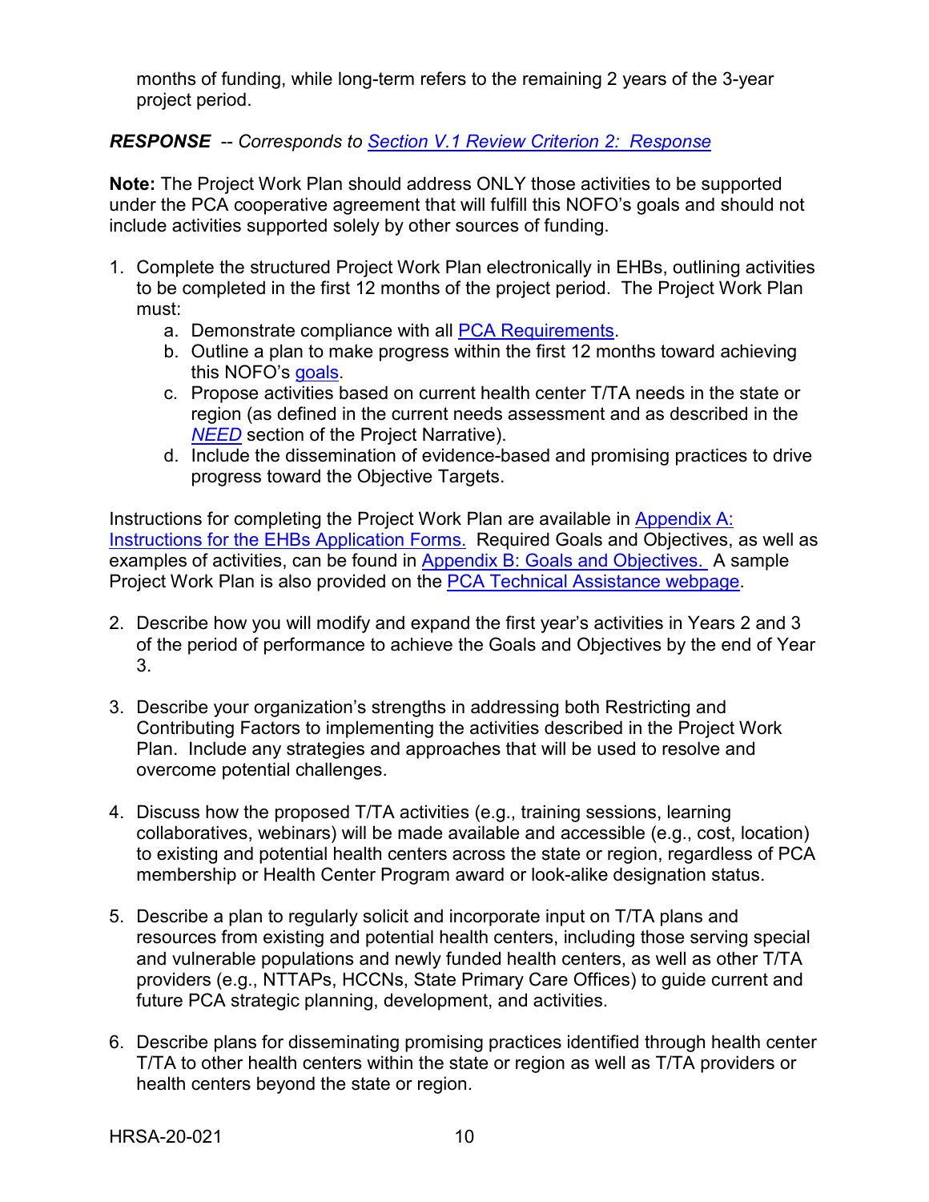months of funding, while long-term refers to the remaining 2 years of the 3-year project period.

***RESPONSE*** *-- Corresponds to Section V.1 Review Criterion 2: Response*

**Note:** The Project Work Plan should address ONLY those activities to be supported under the PCA cooperative agreement that will fulfill this NOFO's goals and should not include activities supported solely by other sources of funding.

1. Complete the structured Project Work Plan electronically in EHBs, outlining activities to be completed in the first 12 months of the project period. The Project Work Plan must:
   a. Demonstrate compliance with all PCA Requirements.
   b. Outline a plan to make progress within the first 12 months toward achieving this NOFO's goals.
   c. Propose activities based on current health center T/TA needs in the state or region (as defined in the current needs assessment and as described in the *NEED* section of the Project Narrative).
   d. Include the dissemination of evidence-based and promising practices to drive progress toward the Objective Targets.

Instructions for completing the Project Work Plan are available in Appendix A: Instructions for the EHBs Application Forms. Required Goals and Objectives, as well as examples of activities, can be found in Appendix B: Goals and Objectives. A sample Project Work Plan is also provided on the PCA Technical Assistance webpage.

2. Describe how you will modify and expand the first year's activities in Years 2 and 3 of the period of performance to achieve the Goals and Objectives by the end of Year 3.

3. Describe your organization's strengths in addressing both Restricting and Contributing Factors to implementing the activities described in the Project Work Plan. Include any strategies and approaches that will be used to resolve and overcome potential challenges.

4. Discuss how the proposed T/TA activities (e.g., training sessions, learning collaboratives, webinars) will be made available and accessible (e.g., cost, location) to existing and potential health centers across the state or region, regardless of PCA membership or Health Center Program award or look-alike designation status.

5. Describe a plan to regularly solicit and incorporate input on T/TA plans and resources from existing and potential health centers, including those serving special and vulnerable populations and newly funded health centers, as well as other T/TA providers (e.g., NTTAPs, HCCNs, State Primary Care Offices) to guide current and future PCA strategic planning, development, and activities.

6. Describe plans for disseminating promising practices identified through health center T/TA to other health centers within the state or region as well as T/TA providers or health centers beyond the state or region.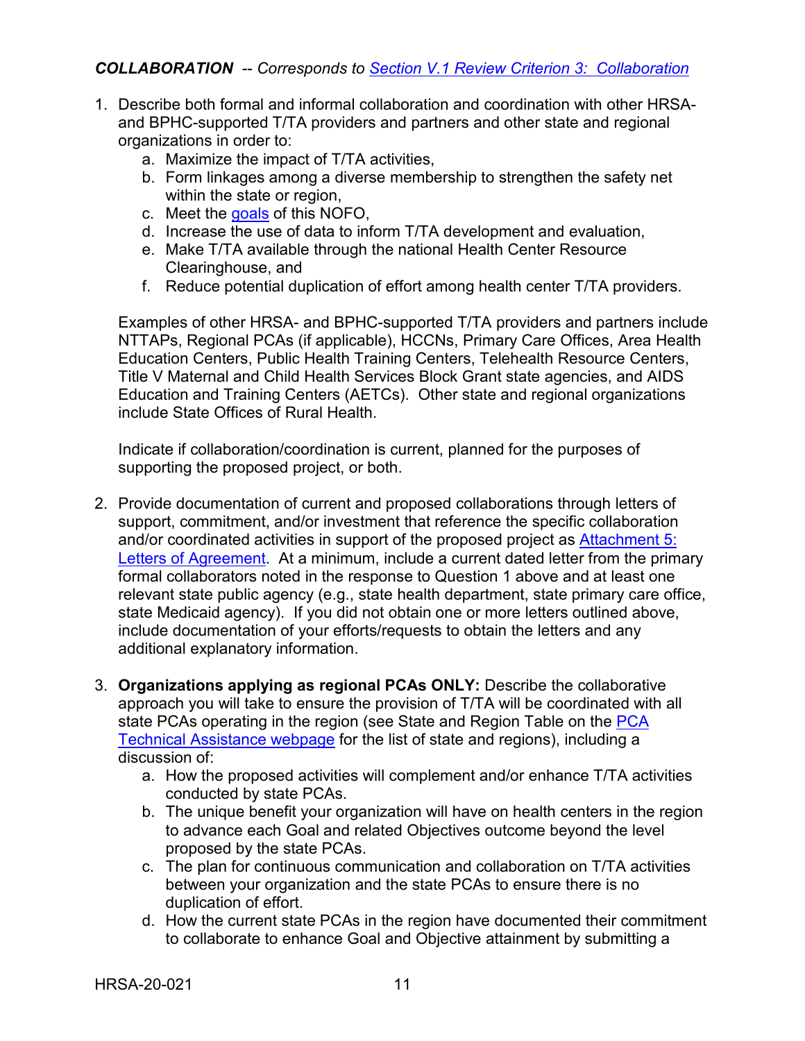***COLLABORATION*** *-- Corresponds to [Section V.1 Review Criterion 3: Collaboration]*

1. Describe both formal and informal collaboration and coordination with other HRSA- and BPHC-supported T/TA providers and partners and other state and regional organizations in order to:
   a. Maximize the impact of T/TA activities,
   b. Form linkages among a diverse membership to strengthen the safety net within the state or region,
   c. Meet the goals of this NOFO,
   d. Increase the use of data to inform T/TA development and evaluation,
   e. Make T/TA available through the national Health Center Resource Clearinghouse, and
   f. Reduce potential duplication of effort among health center T/TA providers.

   Examples of other HRSA- and BPHC-supported T/TA providers and partners include NTTAPs, Regional PCAs (if applicable), HCCNs, Primary Care Offices, Area Health Education Centers, Public Health Training Centers, Telehealth Resource Centers, Title V Maternal and Child Health Services Block Grant state agencies, and AIDS Education and Training Centers (AETCs). Other state and regional organizations include State Offices of Rural Health.

   Indicate if collaboration/coordination is current, planned for the purposes of supporting the proposed project, or both.

2. Provide documentation of current and proposed collaborations through letters of support, commitment, and/or investment that reference the specific collaboration and/or coordinated activities in support of the proposed project as Attachment 5: Letters of Agreement. At a minimum, include a current dated letter from the primary formal collaborators noted in the response to Question 1 above and at least one relevant state public agency (e.g., state health department, state primary care office, state Medicaid agency). If you did not obtain one or more letters outlined above, include documentation of your efforts/requests to obtain the letters and any additional explanatory information.

3. **Organizations applying as regional PCAs ONLY:** Describe the collaborative approach you will take to ensure the provision of T/TA will be coordinated with all state PCAs operating in the region (see State and Region Table on the PCA Technical Assistance webpage for the list of state and regions), including a discussion of:
   a. How the proposed activities will complement and/or enhance T/TA activities conducted by state PCAs.
   b. The unique benefit your organization will have on health centers in the region to advance each Goal and related Objectives outcome beyond the level proposed by the state PCAs.
   c. The plan for continuous communication and collaboration on T/TA activities between your organization and the state PCAs to ensure there is no duplication of effort.
   d. How the current state PCAs in the region have documented their commitment to collaborate to enhance Goal and Objective attainment by submitting a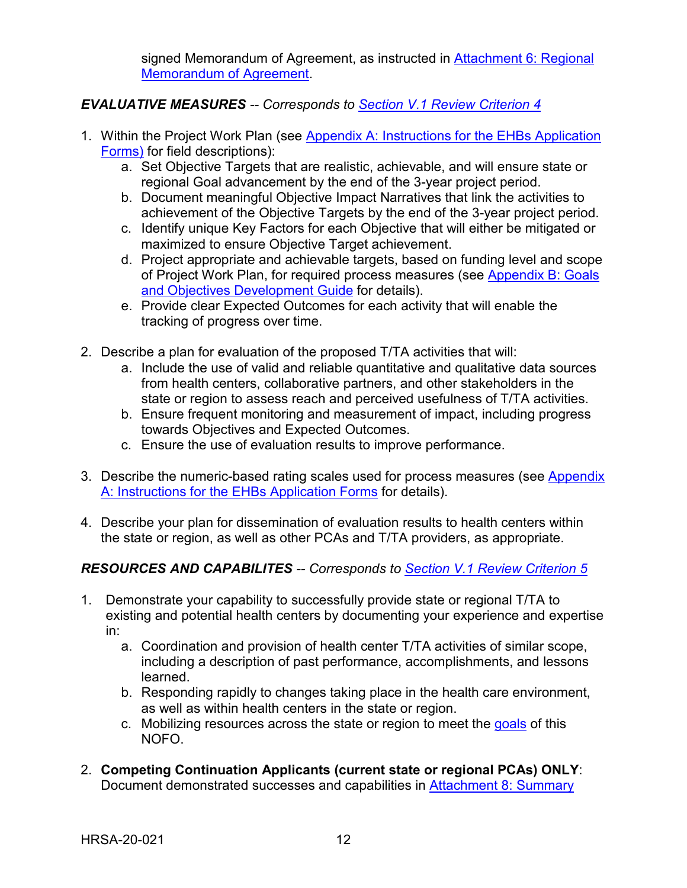signed Memorandum of Agreement, as instructed in Attachment 6: Regional Memorandum of Agreement.

***EVALUATIVE MEASURES** -- Corresponds to Section V.1 Review Criterion 4*

1. Within the Project Work Plan (see Appendix A: Instructions for the EHBs Application Forms) for field descriptions):
   a. Set Objective Targets that are realistic, achievable, and will ensure state or regional Goal advancement by the end of the 3-year project period.
   b. Document meaningful Objective Impact Narratives that link the activities to achievement of the Objective Targets by the end of the 3-year project period.
   c. Identify unique Key Factors for each Objective that will either be mitigated or maximized to ensure Objective Target achievement.
   d. Project appropriate and achievable targets, based on funding level and scope of Project Work Plan, for required process measures (see Appendix B: Goals and Objectives Development Guide for details).
   e. Provide clear Expected Outcomes for each activity that will enable the tracking of progress over time.

2. Describe a plan for evaluation of the proposed T/TA activities that will:
   a. Include the use of valid and reliable quantitative and qualitative data sources from health centers, collaborative partners, and other stakeholders in the state or region to assess reach and perceived usefulness of T/TA activities.
   b. Ensure frequent monitoring and measurement of impact, including progress towards Objectives and Expected Outcomes.
   c. Ensure the use of evaluation results to improve performance.

3. Describe the numeric-based rating scales used for process measures (see Appendix A: Instructions for the EHBs Application Forms for details).

4. Describe your plan for dissemination of evaluation results to health centers within the state or region, as well as other PCAs and T/TA providers, as appropriate.

***RESOURCES AND CAPABILITES** -- Corresponds to Section V.1 Review Criterion 5*

1. Demonstrate your capability to successfully provide state or regional T/TA to existing and potential health centers by documenting your experience and expertise in:
   a. Coordination and provision of health center T/TA activities of similar scope, including a description of past performance, accomplishments, and lessons learned.
   b. Responding rapidly to changes taking place in the health care environment, as well as within health centers in the state or region.
   c. Mobilizing resources across the state or region to meet the goals of this NOFO.

2. **Competing Continuation Applicants (current state or regional PCAs) ONLY**: Document demonstrated successes and capabilities in Attachment 8: Summary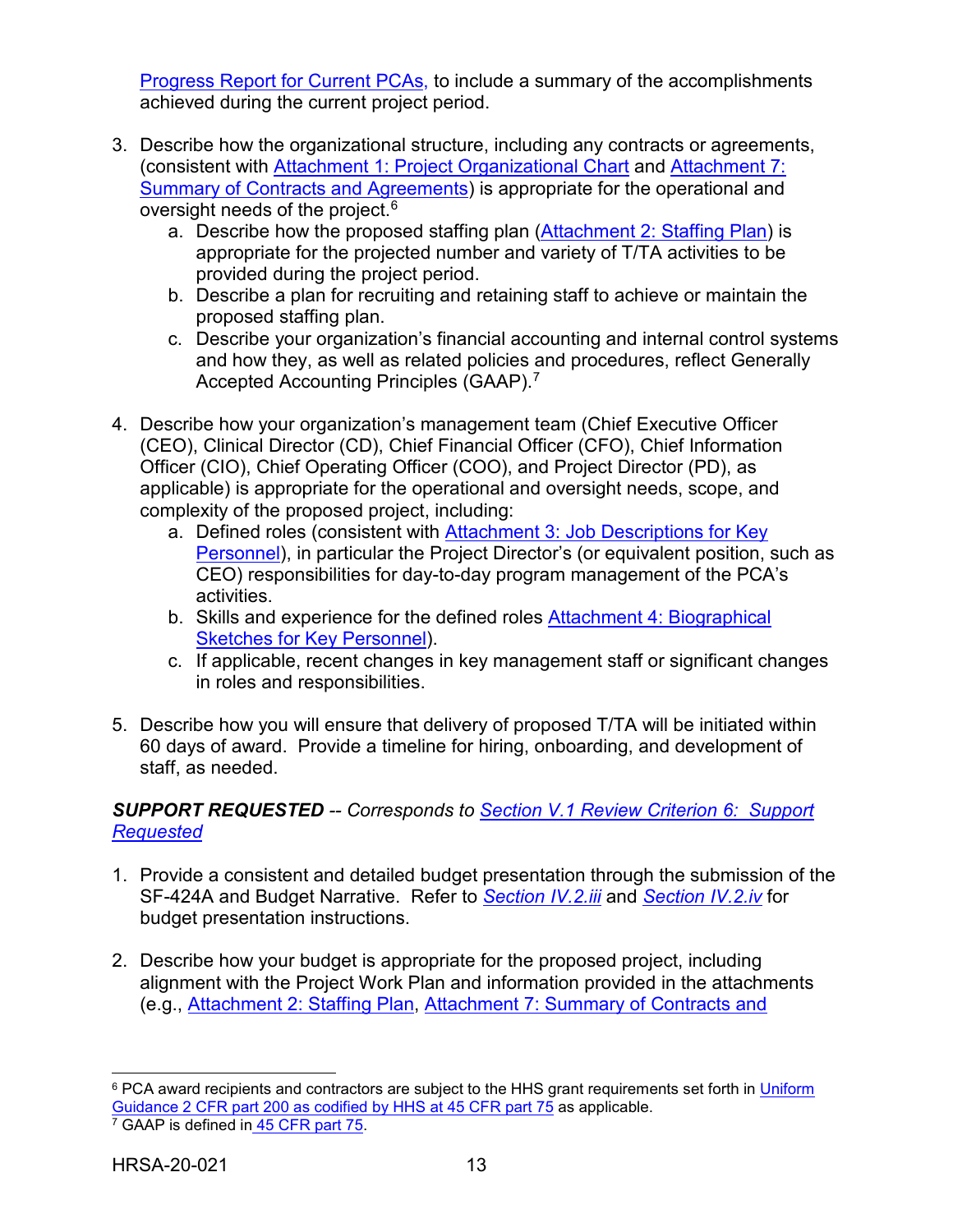Progress Report for Current PCAs, to include a summary of the accomplishments achieved during the current project period.

3. Describe how the organizational structure, including any contracts or agreements, (consistent with Attachment 1: Project Organizational Chart and Attachment 7: Summary of Contracts and Agreements) is appropriate for the operational and oversight needs of the project.[6]
   a. Describe how the proposed staffing plan (Attachment 2: Staffing Plan) is appropriate for the projected number and variety of T/TA activities to be provided during the project period.
   b. Describe a plan for recruiting and retaining staff to achieve or maintain the proposed staffing plan.
   c. Describe your organization's financial accounting and internal control systems and how they, as well as related policies and procedures, reflect Generally Accepted Accounting Principles (GAAP).[7]

4. Describe how your organization's management team (Chief Executive Officer (CEO), Clinical Director (CD), Chief Financial Officer (CFO), Chief Information Officer (CIO), Chief Operating Officer (COO), and Project Director (PD), as applicable) is appropriate for the operational and oversight needs, scope, and complexity of the proposed project, including:
   a. Defined roles (consistent with Attachment 3: Job Descriptions for Key Personnel), in particular the Project Director's (or equivalent position, such as CEO) responsibilities for day-to-day program management of the PCA's activities.
   b. Skills and experience for the defined roles Attachment 4: Biographical Sketches for Key Personnel).
   c. If applicable, recent changes in key management staff or significant changes in roles and responsibilities.

5. Describe how you will ensure that delivery of proposed T/TA will be initiated within 60 days of award. Provide a timeline for hiring, onboarding, and development of staff, as needed.

***SUPPORT REQUESTED** -- Corresponds to Section V.1 Review Criterion 6: Support Requested*

1. Provide a consistent and detailed budget presentation through the submission of the SF-424A and Budget Narrative. Refer to *Section IV.2.iii* and *Section IV.2.iv* for budget presentation instructions.

2. Describe how your budget is appropriate for the proposed project, including alignment with the Project Work Plan and information provided in the attachments (e.g., Attachment 2: Staffing Plan, Attachment 7: Summary of Contracts and

---

[6] PCA award recipients and contractors are subject to the HHS grant requirements set forth in Uniform Guidance 2 CFR part 200 as codified by HHS at 45 CFR part 75 as applicable.

[7] GAAP is defined in 45 CFR part 75.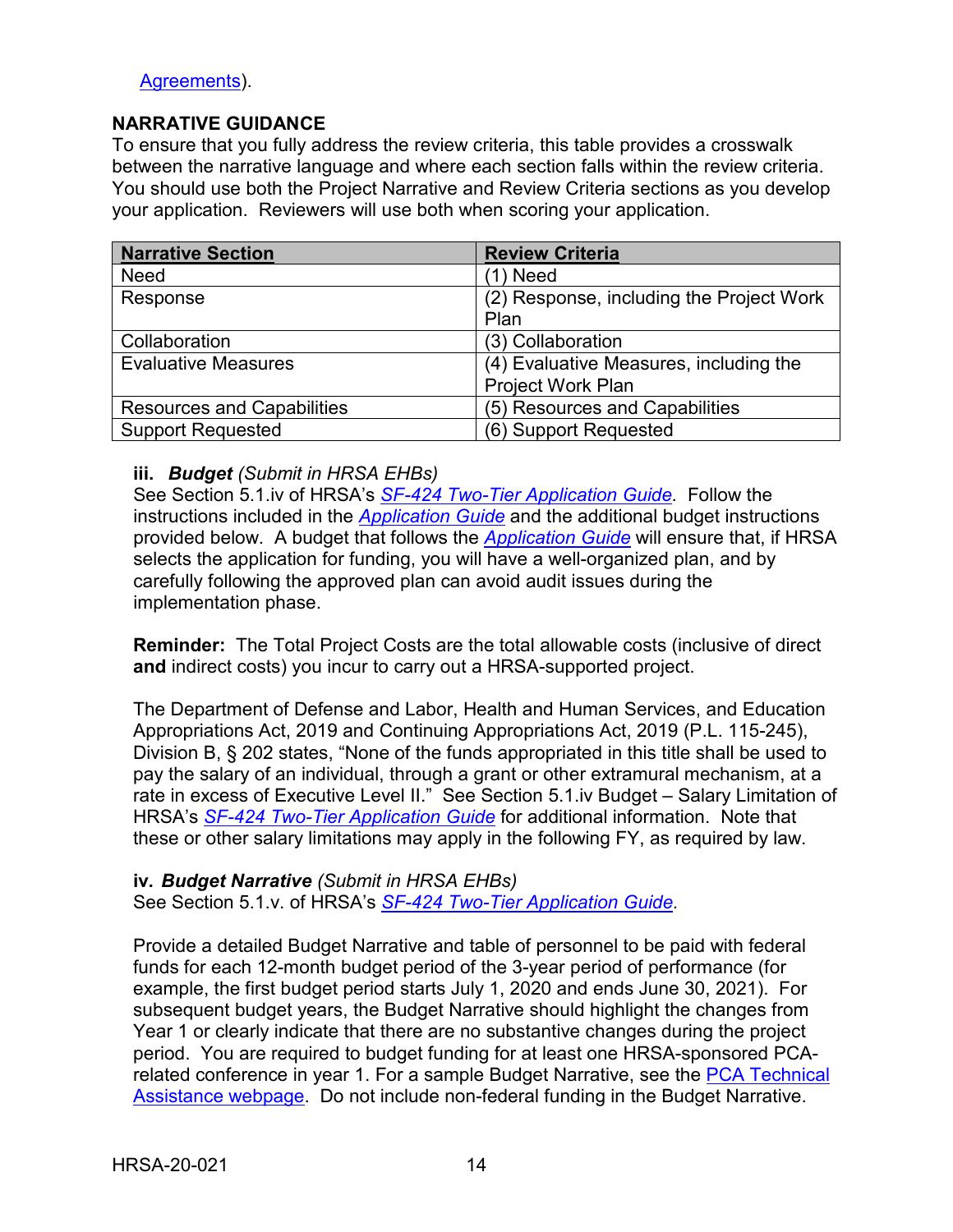Agreements).

## NARRATIVE GUIDANCE

To ensure that you fully address the review criteria, this table provides a crosswalk between the narrative language and where each section falls within the review criteria. You should use both the Project Narrative and Review Criteria sections as you develop your application. Reviewers will use both when scoring your application.

| Narrative Section | Review Criteria |
|---|---|
| Need | (1) Need |
| Response | (2) Response, including the Project Work Plan |
| Collaboration | (3) Collaboration |
| Evaluative Measures | (4) Evaluative Measures, including the Project Work Plan |
| Resources and Capabilities | (5) Resources and Capabilities |
| Support Requested | (6) Support Requested |

### iii. *Budget* *(Submit in HRSA EHBs)*

See Section 5.1.iv of HRSA's *SF-424 Two-Tier Application Guide.* Follow the instructions included in the *Application Guide* and the additional budget instructions provided below. A budget that follows the *Application Guide* will ensure that, if HRSA selects the application for funding, you will have a well-organized plan, and by carefully following the approved plan can avoid audit issues during the implementation phase.

**Reminder:** The Total Project Costs are the total allowable costs (inclusive of direct **and** indirect costs) you incur to carry out a HRSA-supported project.

The Department of Defense and Labor, Health and Human Services, and Education Appropriations Act, 2019 and Continuing Appropriations Act, 2019 (P.L. 115-245), Division B, § 202 states, "None of the funds appropriated in this title shall be used to pay the salary of an individual, through a grant or other extramural mechanism, at a rate in excess of Executive Level II." See Section 5.1.iv Budget – Salary Limitation of HRSA's *SF-424 Two-Tier Application Guide* for additional information. Note that these or other salary limitations may apply in the following FY, as required by law.

### iv. *Budget Narrative* *(Submit in HRSA EHBs)*

See Section 5.1.v. of HRSA's *SF-424 Two-Tier Application Guide.*

Provide a detailed Budget Narrative and table of personnel to be paid with federal funds for each 12-month budget period of the 3-year period of performance (for example, the first budget period starts July 1, 2020 and ends June 30, 2021). For subsequent budget years, the Budget Narrative should highlight the changes from Year 1 or clearly indicate that there are no substantive changes during the project period. You are required to budget funding for at least one HRSA-sponsored PCA-related conference in year 1. For a sample Budget Narrative, see the PCA Technical Assistance webpage. Do not include non-federal funding in the Budget Narrative.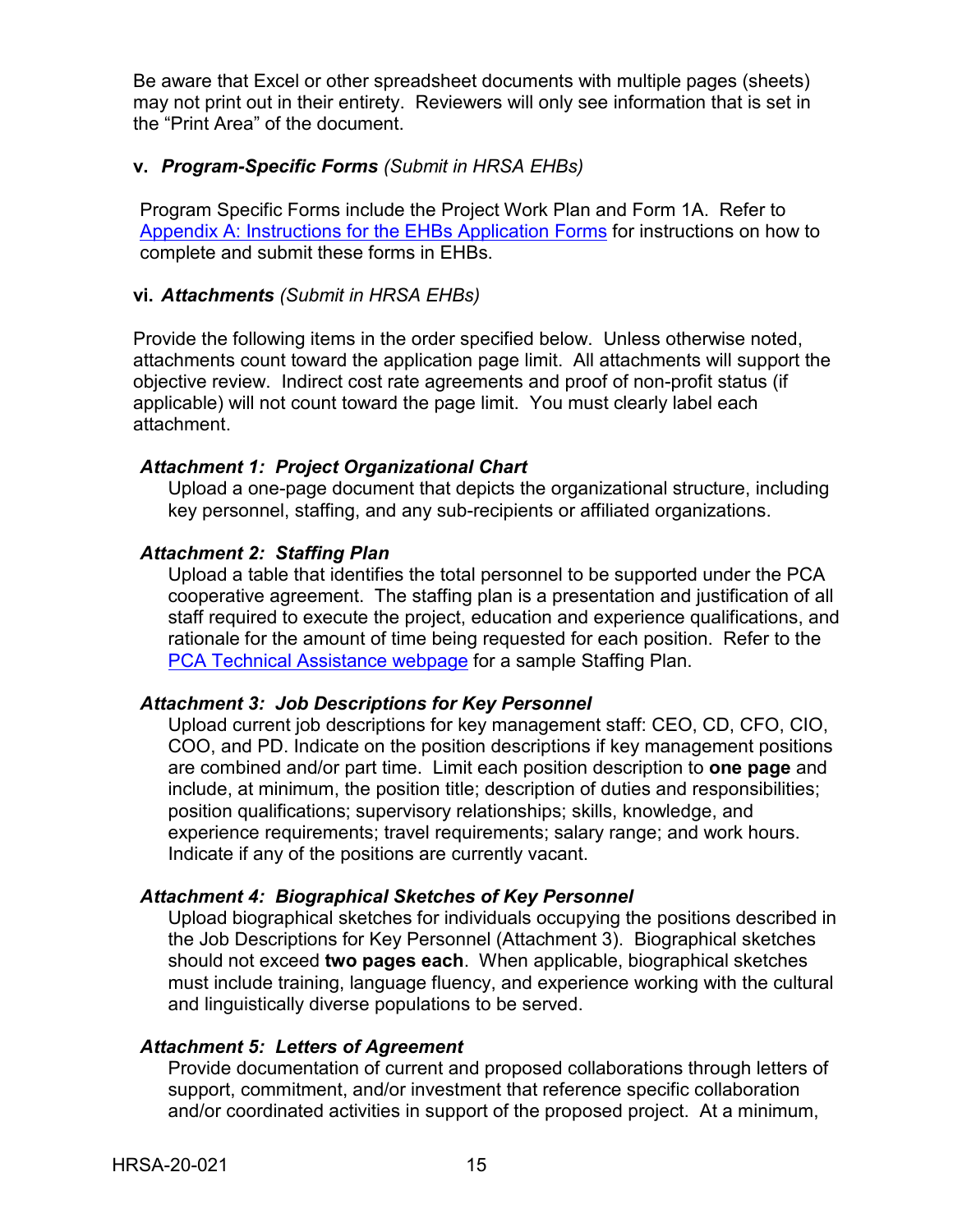Be aware that Excel or other spreadsheet documents with multiple pages (sheets) may not print out in their entirety. Reviewers will only see information that is set in the “Print Area” of the document.

**v. *Program-Specific Forms*** *(Submit in HRSA EHBs)*

Program Specific Forms include the Project Work Plan and Form 1A. Refer to Appendix A: Instructions for the EHBs Application Forms for instructions on how to complete and submit these forms in EHBs.

**vi. *Attachments*** *(Submit in HRSA EHBs)*

Provide the following items in the order specified below. Unless otherwise noted, attachments count toward the application page limit. All attachments will support the objective review. Indirect cost rate agreements and proof of non-profit status (if applicable) will not count toward the page limit. You must clearly label each attachment.

***Attachment 1: Project Organizational Chart***

Upload a one-page document that depicts the organizational structure, including key personnel, staffing, and any sub-recipients or affiliated organizations.

***Attachment 2: Staffing Plan***

Upload a table that identifies the total personnel to be supported under the PCA cooperative agreement. The staffing plan is a presentation and justification of all staff required to execute the project, education and experience qualifications, and rationale for the amount of time being requested for each position. Refer to the PCA Technical Assistance webpage for a sample Staffing Plan.

***Attachment 3: Job Descriptions for Key Personnel***

Upload current job descriptions for key management staff: CEO, CD, CFO, CIO, COO, and PD. Indicate on the position descriptions if key management positions are combined and/or part time. Limit each position description to **one page** and include, at minimum, the position title; description of duties and responsibilities; position qualifications; supervisory relationships; skills, knowledge, and experience requirements; travel requirements; salary range; and work hours. Indicate if any of the positions are currently vacant.

***Attachment 4: Biographical Sketches of Key Personnel***

Upload biographical sketches for individuals occupying the positions described in the Job Descriptions for Key Personnel (Attachment 3). Biographical sketches should not exceed **two pages each**. When applicable, biographical sketches must include training, language fluency, and experience working with the cultural and linguistically diverse populations to be served.

***Attachment 5: Letters of Agreement***

Provide documentation of current and proposed collaborations through letters of support, commitment, and/or investment that reference specific collaboration and/or coordinated activities in support of the proposed project. At a minimum,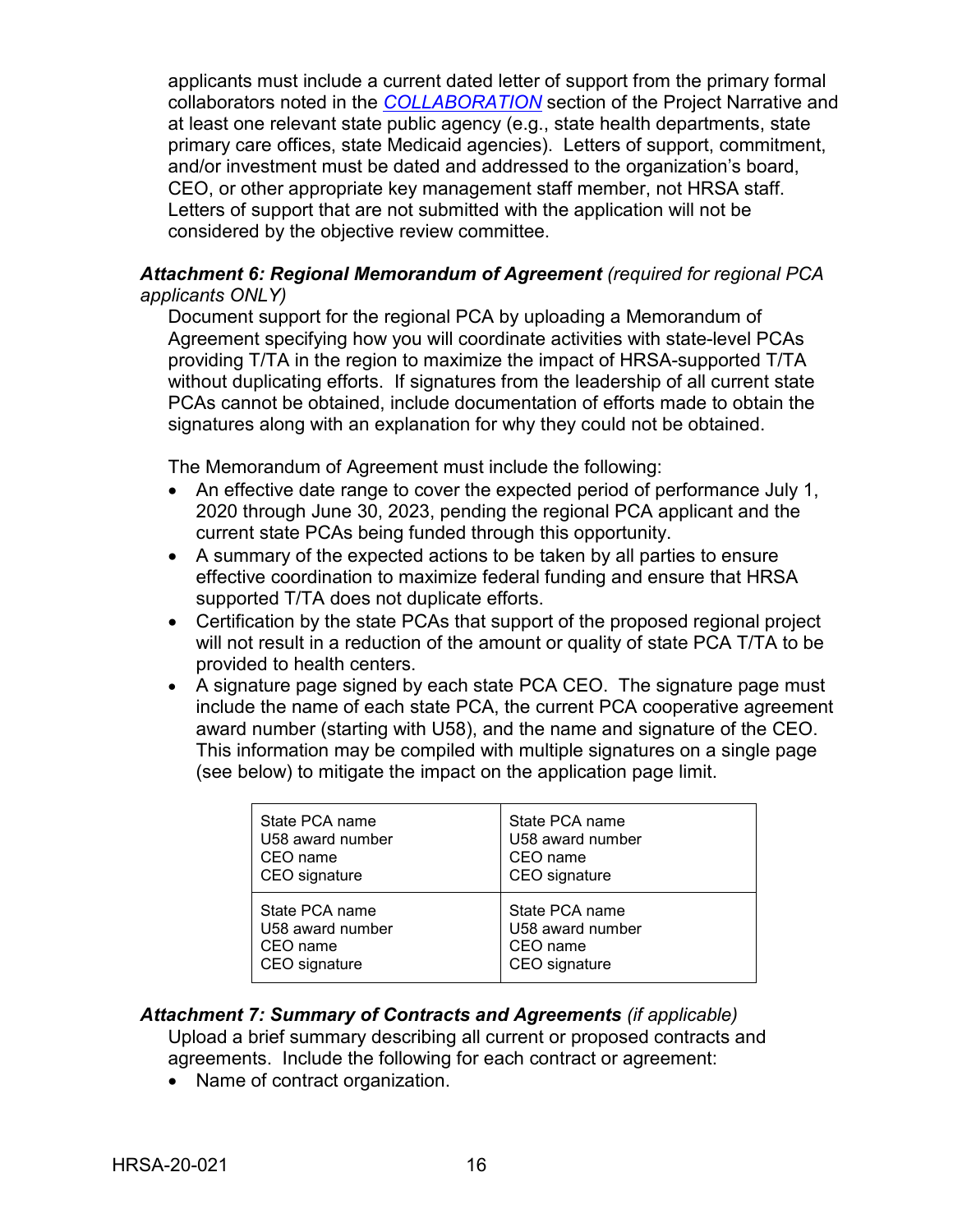applicants must include a current dated letter of support from the primary formal collaborators noted in the *COLLABORATION* section of the Project Narrative and at least one relevant state public agency (e.g., state health departments, state primary care offices, state Medicaid agencies). Letters of support, commitment, and/or investment must be dated and addressed to the organization's board, CEO, or other appropriate key management staff member, not HRSA staff. Letters of support that are not submitted with the application will not be considered by the objective review committee.

***Attachment 6: Regional Memorandum of Agreement*** *(required for regional PCA applicants ONLY)*

Document support for the regional PCA by uploading a Memorandum of Agreement specifying how you will coordinate activities with state-level PCAs providing T/TA in the region to maximize the impact of HRSA-supported T/TA without duplicating efforts. If signatures from the leadership of all current state PCAs cannot be obtained, include documentation of efforts made to obtain the signatures along with an explanation for why they could not be obtained.

The Memorandum of Agreement must include the following:

- An effective date range to cover the expected period of performance July 1, 2020 through June 30, 2023, pending the regional PCA applicant and the current state PCAs being funded through this opportunity.
- A summary of the expected actions to be taken by all parties to ensure effective coordination to maximize federal funding and ensure that HRSA supported T/TA does not duplicate efforts.
- Certification by the state PCAs that support of the proposed regional project will not result in a reduction of the amount or quality of state PCA T/TA to be provided to health centers.
- A signature page signed by each state PCA CEO. The signature page must include the name of each state PCA, the current PCA cooperative agreement award number (starting with U58), and the name and signature of the CEO. This information may be compiled with multiple signatures on a single page (see below) to mitigate the impact on the application page limit.

| | |
|---|---|
| State PCA name<br>U58 award number<br>CEO name<br>CEO signature | State PCA name<br>U58 award number<br>CEO name<br>CEO signature |
| State PCA name<br>U58 award number<br>CEO name<br>CEO signature | State PCA name<br>U58 award number<br>CEO name<br>CEO signature |

***Attachment 7: Summary of Contracts and Agreements*** *(if applicable)*

Upload a brief summary describing all current or proposed contracts and agreements. Include the following for each contract or agreement:

- Name of contract organization.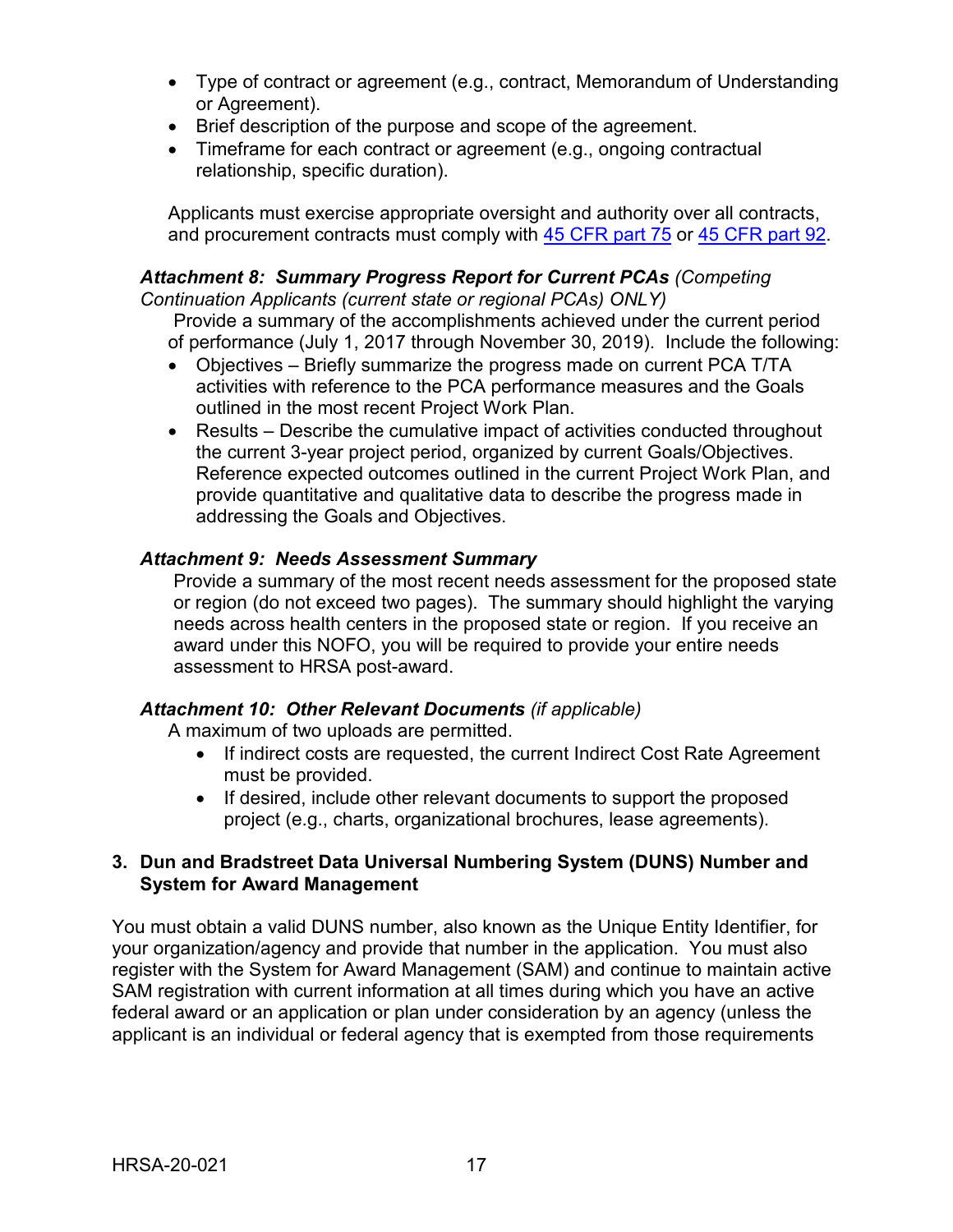- Type of contract or agreement (e.g., contract, Memorandum of Understanding or Agreement).
- Brief description of the purpose and scope of the agreement.
- Timeframe for each contract or agreement (e.g., ongoing contractual relationship, specific duration).

Applicants must exercise appropriate oversight and authority over all contracts, and procurement contracts must comply with [45 CFR part 75](#) or [45 CFR part 92](#).

***Attachment 8: Summary Progress Report for Current PCAs*** *(Competing Continuation Applicants (current state or regional PCAs) ONLY)*

Provide a summary of the accomplishments achieved under the current period of performance (July 1, 2017 through November 30, 2019). Include the following:

- Objectives – Briefly summarize the progress made on current PCA T/TA activities with reference to the PCA performance measures and the Goals outlined in the most recent Project Work Plan.
- Results – Describe the cumulative impact of activities conducted throughout the current 3-year project period, organized by current Goals/Objectives. Reference expected outcomes outlined in the current Project Work Plan, and provide quantitative and qualitative data to describe the progress made in addressing the Goals and Objectives.

***Attachment 9: Needs Assessment Summary***

Provide a summary of the most recent needs assessment for the proposed state or region (do not exceed two pages). The summary should highlight the varying needs across health centers in the proposed state or region. If you receive an award under this NOFO, you will be required to provide your entire needs assessment to HRSA post-award.

***Attachment 10: Other Relevant Documents*** *(if applicable)*

A maximum of two uploads are permitted.

- If indirect costs are requested, the current Indirect Cost Rate Agreement must be provided.
- If desired, include other relevant documents to support the proposed project (e.g., charts, organizational brochures, lease agreements).

### 3. Dun and Bradstreet Data Universal Numbering System (DUNS) Number and System for Award Management

You must obtain a valid DUNS number, also known as the Unique Entity Identifier, for your organization/agency and provide that number in the application. You must also register with the System for Award Management (SAM) and continue to maintain active SAM registration with current information at all times during which you have an active federal award or an application or plan under consideration by an agency (unless the applicant is an individual or federal agency that is exempted from those requirements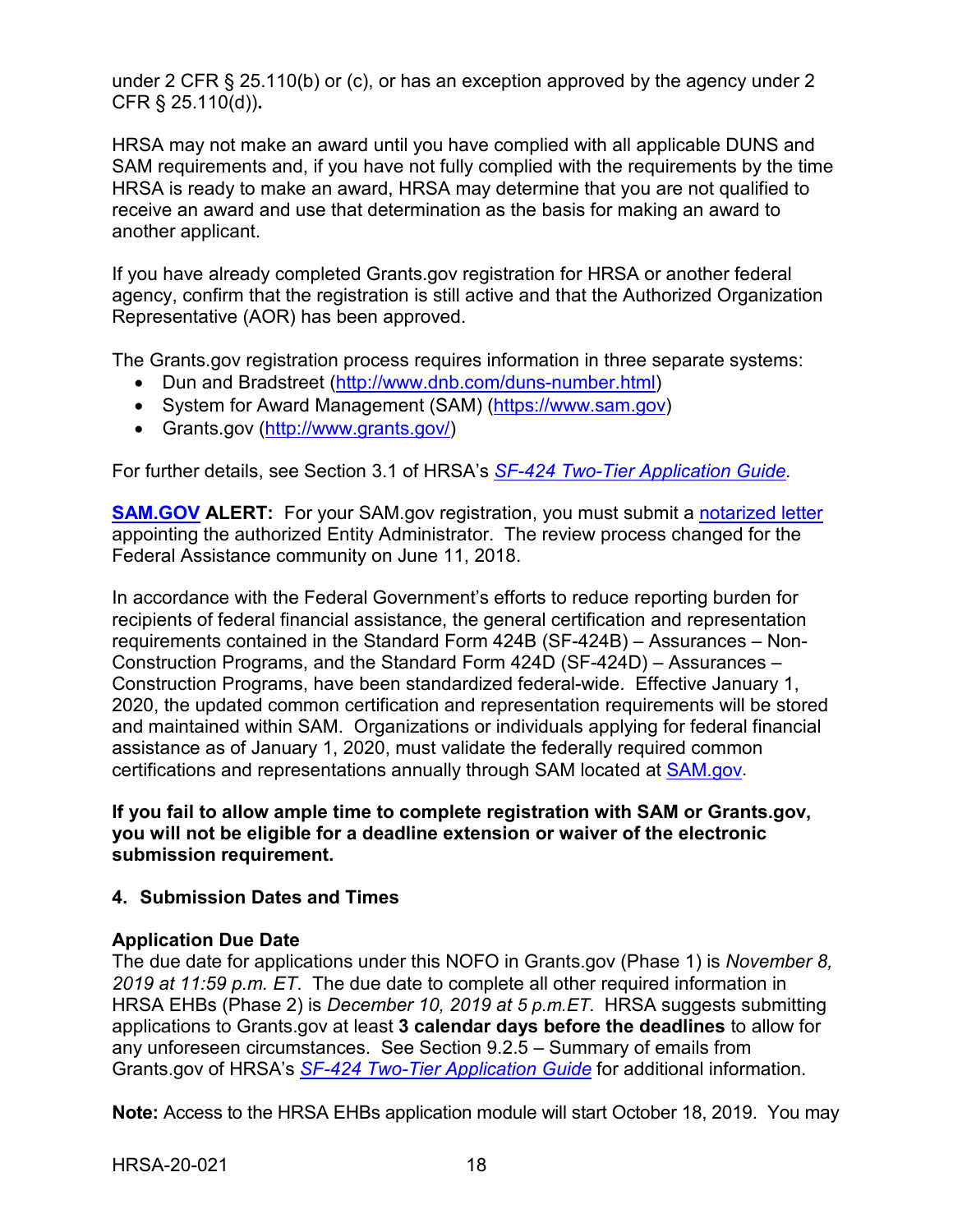under 2 CFR § 25.110(b) or (c), or has an exception approved by the agency under 2 CFR § 25.110(d))**.**

HRSA may not make an award until you have complied with all applicable DUNS and SAM requirements and, if you have not fully complied with the requirements by the time HRSA is ready to make an award, HRSA may determine that you are not qualified to receive an award and use that determination as the basis for making an award to another applicant.

If you have already completed Grants.gov registration for HRSA or another federal agency, confirm that the registration is still active and that the Authorized Organization Representative (AOR) has been approved.

The Grants.gov registration process requires information in three separate systems:

- Dun and Bradstreet (http://www.dnb.com/duns-number.html)
- System for Award Management (SAM) (https://www.sam.gov)
- Grants.gov (http://www.grants.gov/)

For further details, see Section 3.1 of HRSA's *SF-424 Two-Tier Application Guide.*

**SAM.GOV ALERT:** For your SAM.gov registration, you must submit a notarized letter appointing the authorized Entity Administrator. The review process changed for the Federal Assistance community on June 11, 2018.

In accordance with the Federal Government's efforts to reduce reporting burden for recipients of federal financial assistance, the general certification and representation requirements contained in the Standard Form 424B (SF-424B) – Assurances – Non-Construction Programs, and the Standard Form 424D (SF-424D) – Assurances – Construction Programs, have been standardized federal-wide. Effective January 1, 2020, the updated common certification and representation requirements will be stored and maintained within SAM. Organizations or individuals applying for federal financial assistance as of January 1, 2020, must validate the federally required common certifications and representations annually through SAM located at SAM.gov.

**If you fail to allow ample time to complete registration with SAM or Grants.gov, you will not be eligible for a deadline extension or waiver of the electronic submission requirement.**

### 4. Submission Dates and Times

**Application Due Date**
The due date for applications under this NOFO in Grants.gov (Phase 1) is *November 8, 2019 at 11:59 p.m. ET*. The due date to complete all other required information in HRSA EHBs (Phase 2) is *December 10, 2019 at 5 p.m.ET*. HRSA suggests submitting applications to Grants.gov at least **3 calendar days before the deadlines** to allow for any unforeseen circumstances. See Section 9.2.5 – Summary of emails from Grants.gov of HRSA's *SF-424 Two-Tier Application Guide* for additional information.

**Note:** Access to the HRSA EHBs application module will start October 18, 2019. You may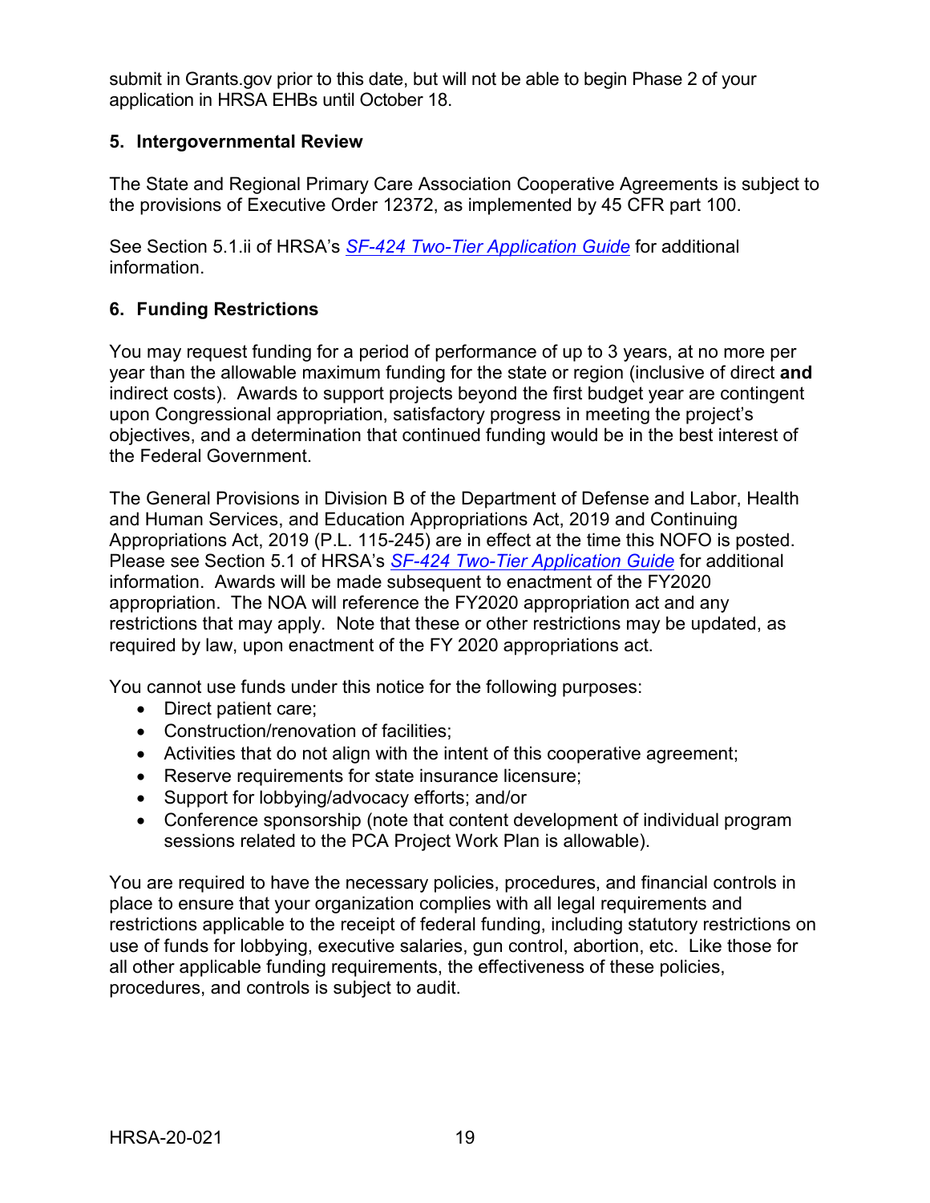submit in Grants.gov prior to this date, but will not be able to begin Phase 2 of your application in HRSA EHBs until October 18.

### 5. Intergovernmental Review

The State and Regional Primary Care Association Cooperative Agreements is subject to the provisions of Executive Order 12372, as implemented by 45 CFR part 100.

See Section 5.1.ii of HRSA's *SF-424 Two-Tier Application Guide* for additional information.

### 6. Funding Restrictions

You may request funding for a period of performance of up to 3 years, at no more per year than the allowable maximum funding for the state or region (inclusive of direct **and** indirect costs). Awards to support projects beyond the first budget year are contingent upon Congressional appropriation, satisfactory progress in meeting the project's objectives, and a determination that continued funding would be in the best interest of the Federal Government.

The General Provisions in Division B of the Department of Defense and Labor, Health and Human Services, and Education Appropriations Act, 2019 and Continuing Appropriations Act, 2019 (P.L. 115-245) are in effect at the time this NOFO is posted. Please see Section 5.1 of HRSA's *SF-424 Two-Tier Application Guide* for additional information. Awards will be made subsequent to enactment of the FY2020 appropriation. The NOA will reference the FY2020 appropriation act and any restrictions that may apply. Note that these or other restrictions may be updated, as required by law, upon enactment of the FY 2020 appropriations act.

You cannot use funds under this notice for the following purposes:

- Direct patient care;
- Construction/renovation of facilities;
- Activities that do not align with the intent of this cooperative agreement;
- Reserve requirements for state insurance licensure;
- Support for lobbying/advocacy efforts; and/or
- Conference sponsorship (note that content development of individual program sessions related to the PCA Project Work Plan is allowable).

You are required to have the necessary policies, procedures, and financial controls in place to ensure that your organization complies with all legal requirements and restrictions applicable to the receipt of federal funding, including statutory restrictions on use of funds for lobbying, executive salaries, gun control, abortion, etc. Like those for all other applicable funding requirements, the effectiveness of these policies, procedures, and controls is subject to audit.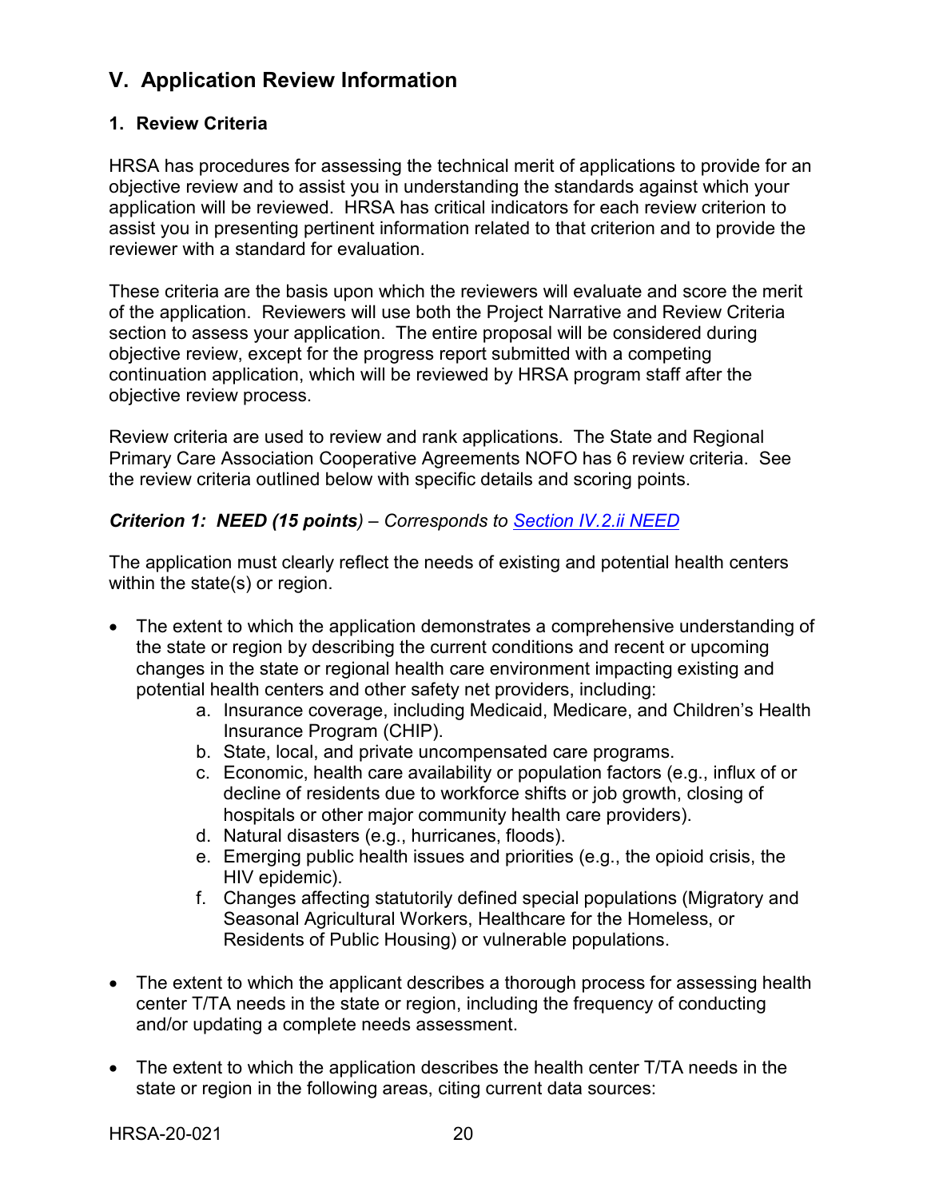## V. Application Review Information

### 1. Review Criteria

HRSA has procedures for assessing the technical merit of applications to provide for an objective review and to assist you in understanding the standards against which your application will be reviewed. HRSA has critical indicators for each review criterion to assist you in presenting pertinent information related to that criterion and to provide the reviewer with a standard for evaluation.

These criteria are the basis upon which the reviewers will evaluate and score the merit of the application. Reviewers will use both the Project Narrative and Review Criteria section to assess your application. The entire proposal will be considered during objective review, except for the progress report submitted with a competing continuation application, which will be reviewed by HRSA program staff after the objective review process.

Review criteria are used to review and rank applications. The State and Regional Primary Care Association Cooperative Agreements NOFO has 6 review criteria. See the review criteria outlined below with specific details and scoring points.

***Criterion 1: NEED (15 points)*** *– Corresponds to [Section IV.2.ii NEED]()*

The application must clearly reflect the needs of existing and potential health centers within the state(s) or region.

- The extent to which the application demonstrates a comprehensive understanding of the state or region by describing the current conditions and recent or upcoming changes in the state or regional health care environment impacting existing and potential health centers and other safety net providers, including:
    a. Insurance coverage, including Medicaid, Medicare, and Children's Health Insurance Program (CHIP).
    b. State, local, and private uncompensated care programs.
    c. Economic, health care availability or population factors (e.g., influx of or decline of residents due to workforce shifts or job growth, closing of hospitals or other major community health care providers).
    d. Natural disasters (e.g., hurricanes, floods).
    e. Emerging public health issues and priorities (e.g., the opioid crisis, the HIV epidemic).
    f. Changes affecting statutorily defined special populations (Migratory and Seasonal Agricultural Workers, Healthcare for the Homeless, or Residents of Public Housing) or vulnerable populations.

- The extent to which the applicant describes a thorough process for assessing health center T/TA needs in the state or region, including the frequency of conducting and/or updating a complete needs assessment.

- The extent to which the application describes the health center T/TA needs in the state or region in the following areas, citing current data sources: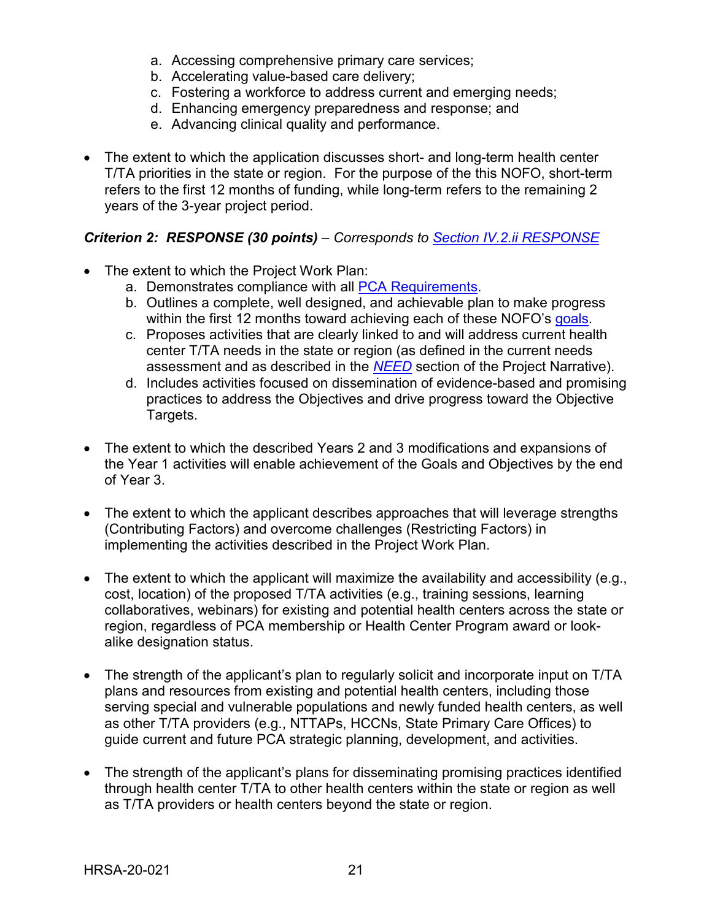a. Accessing comprehensive primary care services;
   b. Accelerating value-based care delivery;
   c. Fostering a workforce to address current and emerging needs;
   d. Enhancing emergency preparedness and response; and
   e. Advancing clinical quality and performance.

- The extent to which the application discusses short- and long-term health center T/TA priorities in the state or region. For the purpose of the this NOFO, short-term refers to the first 12 months of funding, while long-term refers to the remaining 2 years of the 3-year project period.

***Criterion 2: RESPONSE (30 points)*** *– Corresponds to [Section IV.2.ii RESPONSE]()*

- The extent to which the Project Work Plan:
   a. Demonstrates compliance with all [PCA Requirements]().
   b. Outlines a complete, well designed, and achievable plan to make progress within the first 12 months toward achieving each of these NOFO's [goals]().
   c. Proposes activities that are clearly linked to and will address current health center T/TA needs in the state or region (as defined in the current needs assessment and as described in the [*NEED*]() section of the Project Narrative).
   d. Includes activities focused on dissemination of evidence-based and promising practices to address the Objectives and drive progress toward the Objective Targets.

- The extent to which the described Years 2 and 3 modifications and expansions of the Year 1 activities will enable achievement of the Goals and Objectives by the end of Year 3.

- The extent to which the applicant describes approaches that will leverage strengths (Contributing Factors) and overcome challenges (Restricting Factors) in implementing the activities described in the Project Work Plan.

- The extent to which the applicant will maximize the availability and accessibility (e.g., cost, location) of the proposed T/TA activities (e.g., training sessions, learning collaboratives, webinars) for existing and potential health centers across the state or region, regardless of PCA membership or Health Center Program award or look-alike designation status.

- The strength of the applicant's plan to regularly solicit and incorporate input on T/TA plans and resources from existing and potential health centers, including those serving special and vulnerable populations and newly funded health centers, as well as other T/TA providers (e.g., NTTAPs, HCCNs, State Primary Care Offices) to guide current and future PCA strategic planning, development, and activities.

- The strength of the applicant's plans for disseminating promising practices identified through health center T/TA to other health centers within the state or region as well as T/TA providers or health centers beyond the state or region.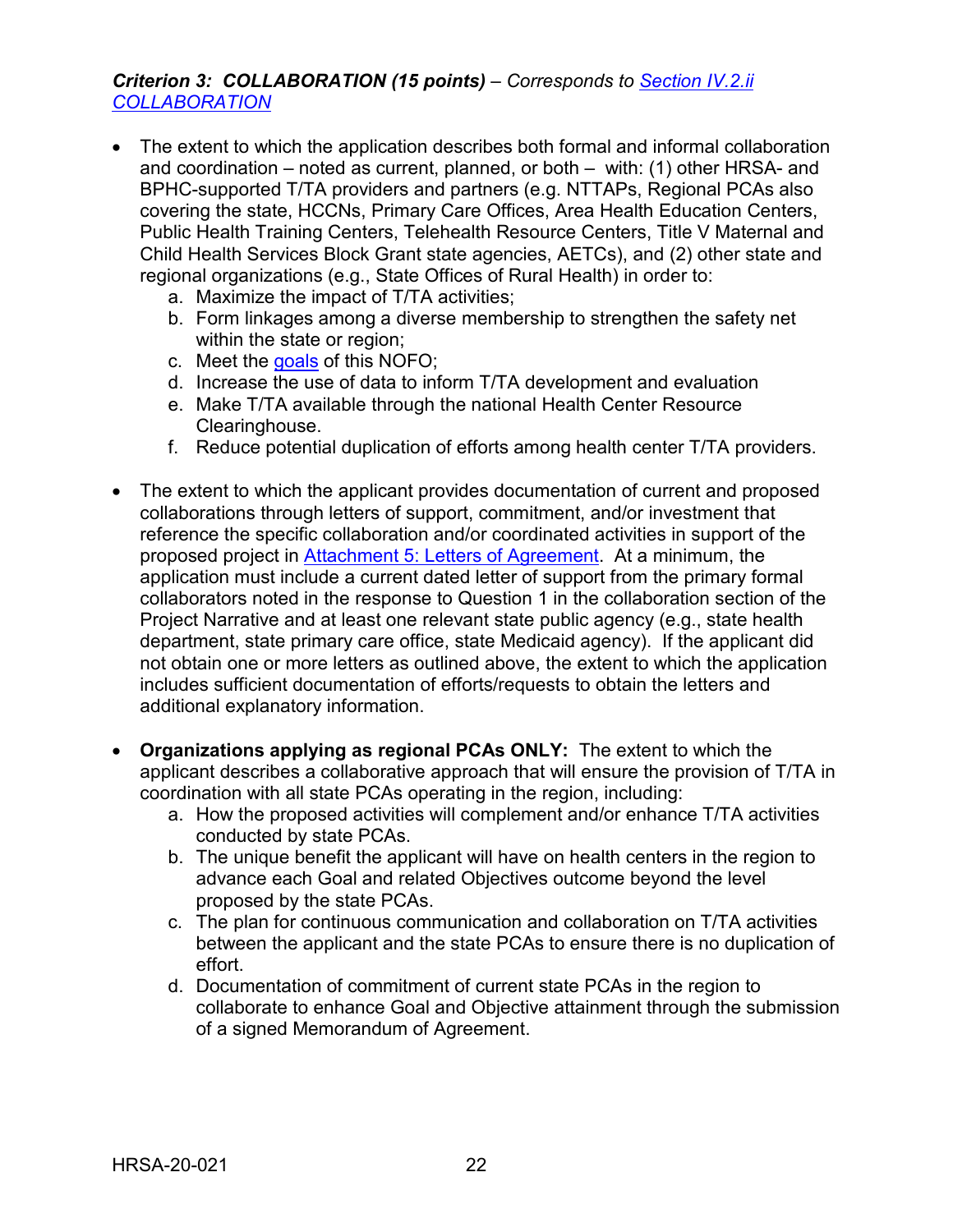***Criterion 3: COLLABORATION (15 points)** – Corresponds to [Section IV.2.ii COLLABORATION]*

- The extent to which the application describes both formal and informal collaboration and coordination – noted as current, planned, or both – with: (1) other HRSA- and BPHC-supported T/TA providers and partners (e.g. NTTAPs, Regional PCAs also covering the state, HCCNs, Primary Care Offices, Area Health Education Centers, Public Health Training Centers, Telehealth Resource Centers, Title V Maternal and Child Health Services Block Grant state agencies, AETCs), and (2) other state and regional organizations (e.g., State Offices of Rural Health) in order to:
    a. Maximize the impact of T/TA activities;
    b. Form linkages among a diverse membership to strengthen the safety net within the state or region;
    c. Meet the goals of this NOFO;
    d. Increase the use of data to inform T/TA development and evaluation
    e. Make T/TA available through the national Health Center Resource Clearinghouse.
    f. Reduce potential duplication of efforts among health center T/TA providers.

- The extent to which the applicant provides documentation of current and proposed collaborations through letters of support, commitment, and/or investment that reference the specific collaboration and/or coordinated activities in support of the proposed project in Attachment 5: Letters of Agreement. At a minimum, the application must include a current dated letter of support from the primary formal collaborators noted in the response to Question 1 in the collaboration section of the Project Narrative and at least one relevant state public agency (e.g., state health department, state primary care office, state Medicaid agency). If the applicant did not obtain one or more letters as outlined above, the extent to which the application includes sufficient documentation of efforts/requests to obtain the letters and additional explanatory information.

- **Organizations applying as regional PCAs ONLY:** The extent to which the applicant describes a collaborative approach that will ensure the provision of T/TA in coordination with all state PCAs operating in the region, including:
    a. How the proposed activities will complement and/or enhance T/TA activities conducted by state PCAs.
    b. The unique benefit the applicant will have on health centers in the region to advance each Goal and related Objectives outcome beyond the level proposed by the state PCAs.
    c. The plan for continuous communication and collaboration on T/TA activities between the applicant and the state PCAs to ensure there is no duplication of effort.
    d. Documentation of commitment of current state PCAs in the region to collaborate to enhance Goal and Objective attainment through the submission of a signed Memorandum of Agreement.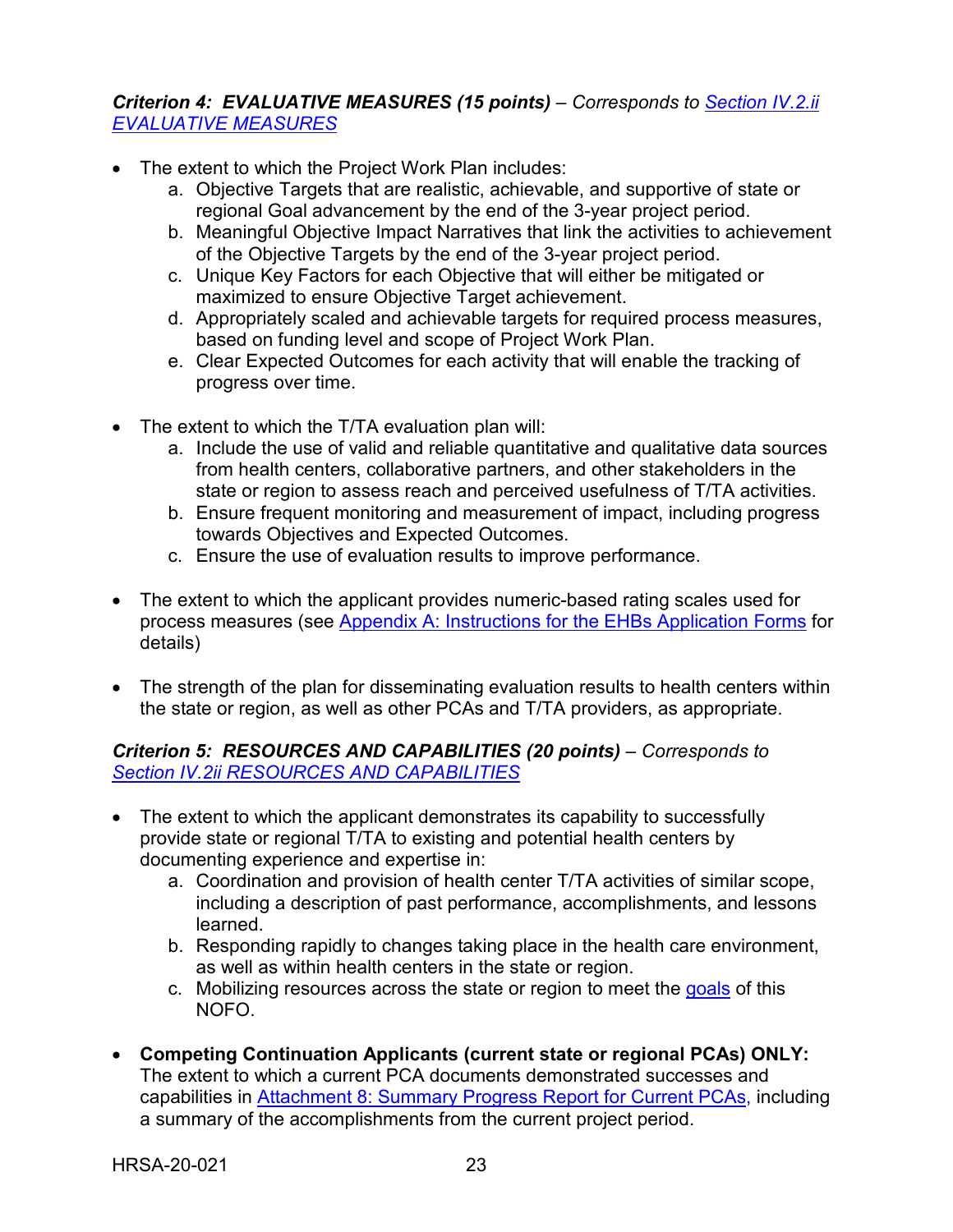***Criterion 4: EVALUATIVE MEASURES (15 points)** – Corresponds to [Section IV.2.ii EVALUATIVE MEASURES]*

- The extent to which the Project Work Plan includes:
    a. Objective Targets that are realistic, achievable, and supportive of state or regional Goal advancement by the end of the 3-year project period.
    b. Meaningful Objective Impact Narratives that link the activities to achievement of the Objective Targets by the end of the 3-year project period.
    c. Unique Key Factors for each Objective that will either be mitigated or maximized to ensure Objective Target achievement.
    d. Appropriately scaled and achievable targets for required process measures, based on funding level and scope of Project Work Plan.
    e. Clear Expected Outcomes for each activity that will enable the tracking of progress over time.

- The extent to which the T/TA evaluation plan will:
    a. Include the use of valid and reliable quantitative and qualitative data sources from health centers, collaborative partners, and other stakeholders in the state or region to assess reach and perceived usefulness of T/TA activities.
    b. Ensure frequent monitoring and measurement of impact, including progress towards Objectives and Expected Outcomes.
    c. Ensure the use of evaluation results to improve performance.

- The extent to which the applicant provides numeric-based rating scales used for process measures (see Appendix A: Instructions for the EHBs Application Forms for details)

- The strength of the plan for disseminating evaluation results to health centers within the state or region, as well as other PCAs and T/TA providers, as appropriate.

***Criterion 5: RESOURCES AND CAPABILITIES (20 points)** – Corresponds to [Section IV.2ii RESOURCES AND CAPABILITIES]*

- The extent to which the applicant demonstrates its capability to successfully provide state or regional T/TA to existing and potential health centers by documenting experience and expertise in:
    a. Coordination and provision of health center T/TA activities of similar scope, including a description of past performance, accomplishments, and lessons learned.
    b. Responding rapidly to changes taking place in the health care environment, as well as within health centers in the state or region.
    c. Mobilizing resources across the state or region to meet the goals of this NOFO.

- **Competing Continuation Applicants (current state or regional PCAs) ONLY:** The extent to which a current PCA documents demonstrated successes and capabilities in Attachment 8: Summary Progress Report for Current PCAs, including a summary of the accomplishments from the current project period.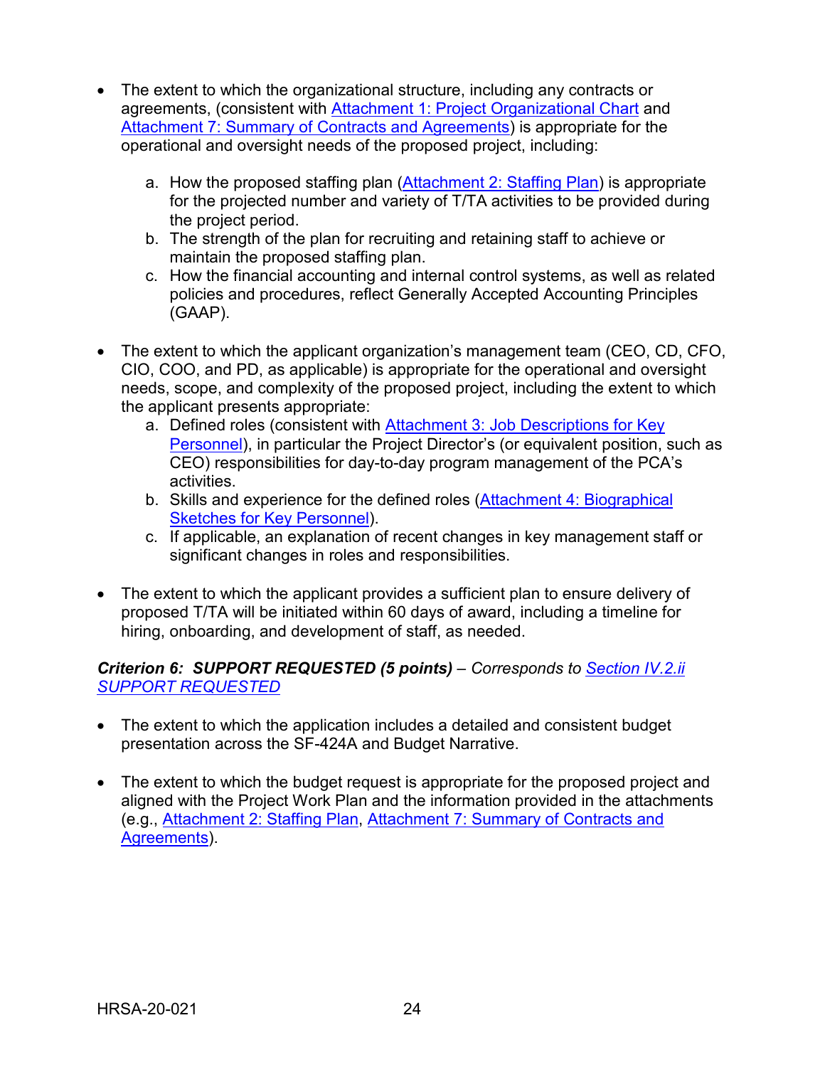- The extent to which the organizational structure, including any contracts or agreements, (consistent with Attachment 1: Project Organizational Chart and Attachment 7: Summary of Contracts and Agreements) is appropriate for the operational and oversight needs of the proposed project, including:

    a. How the proposed staffing plan (Attachment 2: Staffing Plan) is appropriate for the projected number and variety of T/TA activities to be provided during the project period.
    b. The strength of the plan for recruiting and retaining staff to achieve or maintain the proposed staffing plan.
    c. How the financial accounting and internal control systems, as well as related policies and procedures, reflect Generally Accepted Accounting Principles (GAAP).

- The extent to which the applicant organization's management team (CEO, CD, CFO, CIO, COO, and PD, as applicable) is appropriate for the operational and oversight needs, scope, and complexity of the proposed project, including the extent to which the applicant presents appropriate:
    a. Defined roles (consistent with Attachment 3: Job Descriptions for Key Personnel), in particular the Project Director's (or equivalent position, such as CEO) responsibilities for day-to-day program management of the PCA's activities.
    b. Skills and experience for the defined roles (Attachment 4: Biographical Sketches for Key Personnel).
    c. If applicable, an explanation of recent changes in key management staff or significant changes in roles and responsibilities.

- The extent to which the applicant provides a sufficient plan to ensure delivery of proposed T/TA will be initiated within 60 days of award, including a timeline for hiring, onboarding, and development of staff, as needed.

***Criterion 6: SUPPORT REQUESTED (5 points)*** *– Corresponds to Section IV.2.ii SUPPORT REQUESTED*

- The extent to which the application includes a detailed and consistent budget presentation across the SF-424A and Budget Narrative.

- The extent to which the budget request is appropriate for the proposed project and aligned with the Project Work Plan and the information provided in the attachments (e.g., Attachment 2: Staffing Plan, Attachment 7: Summary of Contracts and Agreements).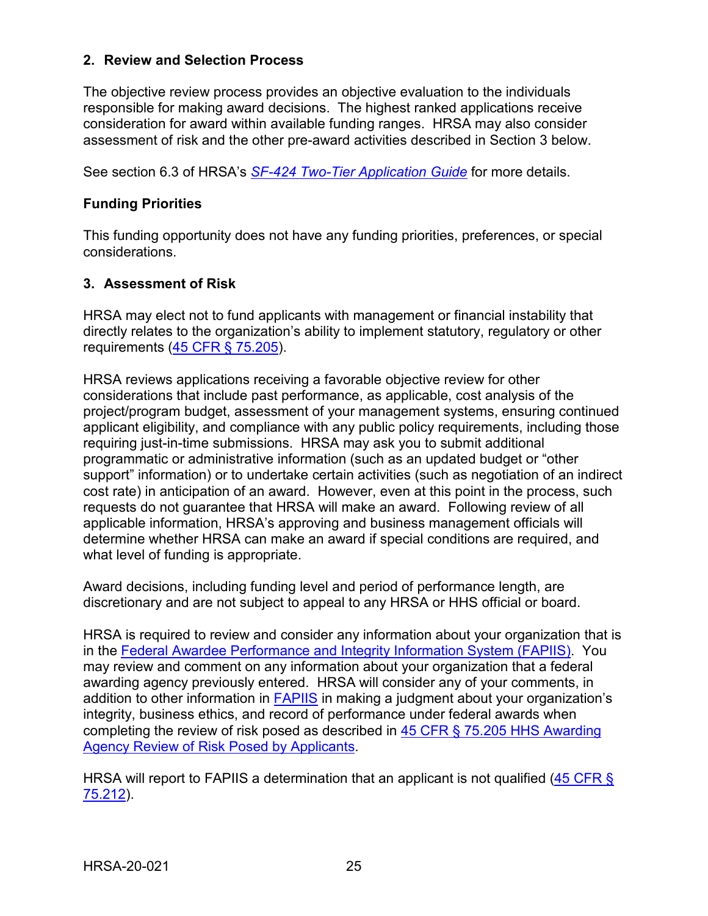## 2. Review and Selection Process

The objective review process provides an objective evaluation to the individuals responsible for making award decisions. The highest ranked applications receive consideration for award within available funding ranges. HRSA may also consider assessment of risk and the other pre-award activities described in Section 3 below.

See section 6.3 of HRSA's [*SF-424 Two-Tier Application Guide*] for more details.

### Funding Priorities

This funding opportunity does not have any funding priorities, preferences, or special considerations.

## 3. Assessment of Risk

HRSA may elect not to fund applicants with management or financial instability that directly relates to the organization's ability to implement statutory, regulatory or other requirements (45 CFR § 75.205).

HRSA reviews applications receiving a favorable objective review for other considerations that include past performance, as applicable, cost analysis of the project/program budget, assessment of your management systems, ensuring continued applicant eligibility, and compliance with any public policy requirements, including those requiring just-in-time submissions. HRSA may ask you to submit additional programmatic or administrative information (such as an updated budget or "other support" information) or to undertake certain activities (such as negotiation of an indirect cost rate) in anticipation of an award. However, even at this point in the process, such requests do not guarantee that HRSA will make an award. Following review of all applicable information, HRSA's approving and business management officials will determine whether HRSA can make an award if special conditions are required, and what level of funding is appropriate.

Award decisions, including funding level and period of performance length, are discretionary and are not subject to appeal to any HRSA or HHS official or board.

HRSA is required to review and consider any information about your organization that is in the Federal Awardee Performance and Integrity Information System (FAPIIS). You may review and comment on any information about your organization that a federal awarding agency previously entered. HRSA will consider any of your comments, in addition to other information in FAPIIS in making a judgment about your organization's integrity, business ethics, and record of performance under federal awards when completing the review of risk posed as described in 45 CFR § 75.205 HHS Awarding Agency Review of Risk Posed by Applicants.

HRSA will report to FAPIIS a determination that an applicant is not qualified (45 CFR § 75.212).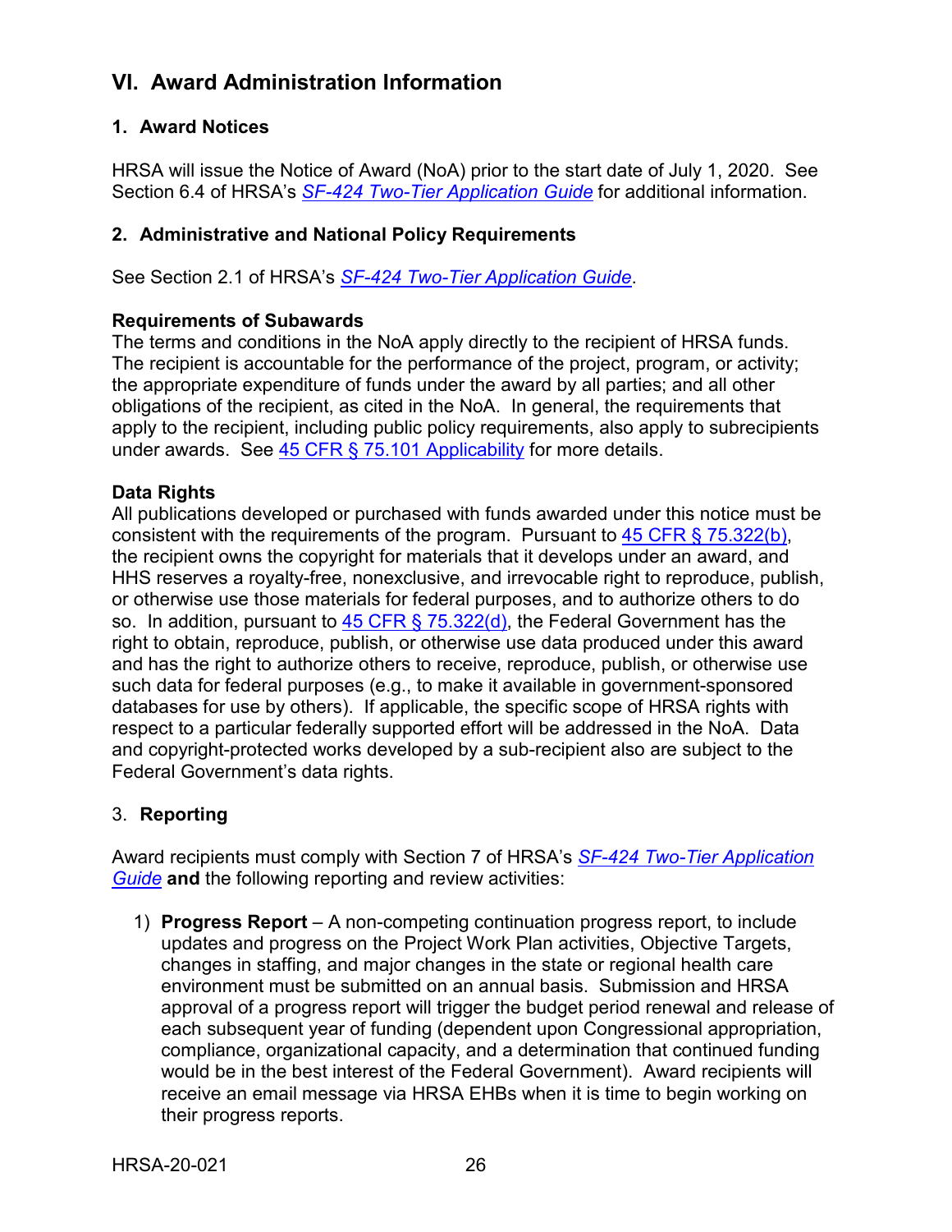## VI. Award Administration Information

### 1. Award Notices

HRSA will issue the Notice of Award (NoA) prior to the start date of July 1, 2020. See Section 6.4 of HRSA's *SF-424 Two-Tier Application Guide* for additional information.

### 2. Administrative and National Policy Requirements

See Section 2.1 of HRSA's *SF-424 Two-Tier Application Guide*.

**Requirements of Subawards**
The terms and conditions in the NoA apply directly to the recipient of HRSA funds. The recipient is accountable for the performance of the project, program, or activity; the appropriate expenditure of funds under the award by all parties; and all other obligations of the recipient, as cited in the NoA. In general, the requirements that apply to the recipient, including public policy requirements, also apply to subrecipients under awards. See 45 CFR § 75.101 Applicability for more details.

**Data Rights**
All publications developed or purchased with funds awarded under this notice must be consistent with the requirements of the program. Pursuant to 45 CFR § 75.322(b), the recipient owns the copyright for materials that it develops under an award, and HHS reserves a royalty-free, nonexclusive, and irrevocable right to reproduce, publish, or otherwise use those materials for federal purposes, and to authorize others to do so. In addition, pursuant to 45 CFR § 75.322(d), the Federal Government has the right to obtain, reproduce, publish, or otherwise use data produced under this award and has the right to authorize others to receive, reproduce, publish, or otherwise use such data for federal purposes (e.g., to make it available in government-sponsored databases for use by others). If applicable, the specific scope of HRSA rights with respect to a particular federally supported effort will be addressed in the NoA. Data and copyright-protected works developed by a sub-recipient also are subject to the Federal Government's data rights.

### 3. Reporting

Award recipients must comply with Section 7 of HRSA's *SF-424 Two-Tier Application Guide* **and** the following reporting and review activities:

1) **Progress Report** – A non-competing continuation progress report, to include updates and progress on the Project Work Plan activities, Objective Targets, changes in staffing, and major changes in the state or regional health care environment must be submitted on an annual basis. Submission and HRSA approval of a progress report will trigger the budget period renewal and release of each subsequent year of funding (dependent upon Congressional appropriation, compliance, organizational capacity, and a determination that continued funding would be in the best interest of the Federal Government). Award recipients will receive an email message via HRSA EHBs when it is time to begin working on their progress reports.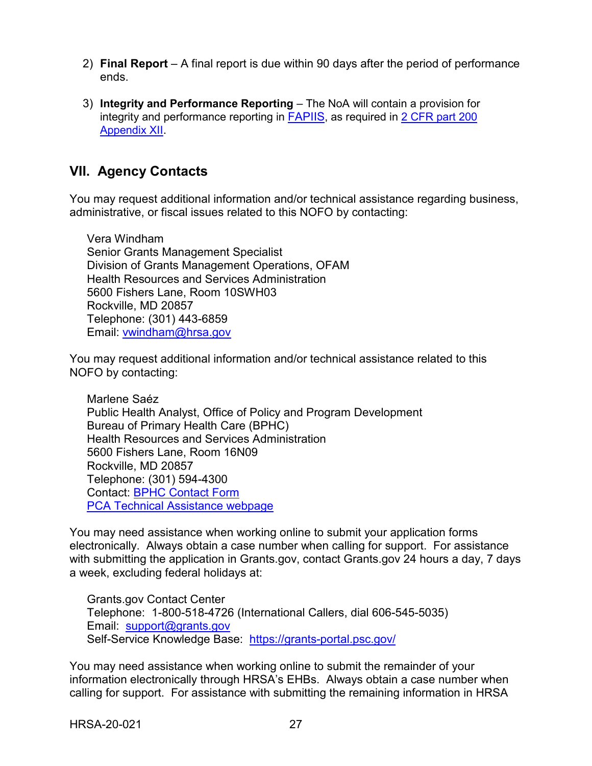2) **Final Report** – A final report is due within 90 days after the period of performance ends.

3) **Integrity and Performance Reporting** – The NoA will contain a provision for integrity and performance reporting in [FAPIIS](), as required in [2 CFR part 200 Appendix XII]().

## VII. Agency Contacts

You may request additional information and/or technical assistance regarding business, administrative, or fiscal issues related to this NOFO by contacting:

Vera Windham
Senior Grants Management Specialist
Division of Grants Management Operations, OFAM
Health Resources and Services Administration
5600 Fishers Lane, Room 10SWH03
Rockville, MD 20857
Telephone: (301) 443-6859
Email: [vwindham@hrsa.gov](mailto:vwindham@hrsa.gov)

You may request additional information and/or technical assistance related to this NOFO by contacting:

Marlene Saéz
Public Health Analyst, Office of Policy and Program Development
Bureau of Primary Health Care (BPHC)
Health Resources and Services Administration
5600 Fishers Lane, Room 16N09
Rockville, MD 20857
Telephone: (301) 594-4300
Contact: [BPHC Contact Form]()
[PCA Technical Assistance webpage]()

You may need assistance when working online to submit your application forms electronically. Always obtain a case number when calling for support. For assistance with submitting the application in Grants.gov, contact Grants.gov 24 hours a day, 7 days a week, excluding federal holidays at:

Grants.gov Contact Center
Telephone: 1-800-518-4726 (International Callers, dial 606-545-5035)
Email: [support@grants.gov](mailto:support@grants.gov)
Self-Service Knowledge Base: [https://grants-portal.psc.gov/](https://grants-portal.psc.gov/)

You may need assistance when working online to submit the remainder of your information electronically through HRSA's EHBs. Always obtain a case number when calling for support. For assistance with submitting the remaining information in HRSA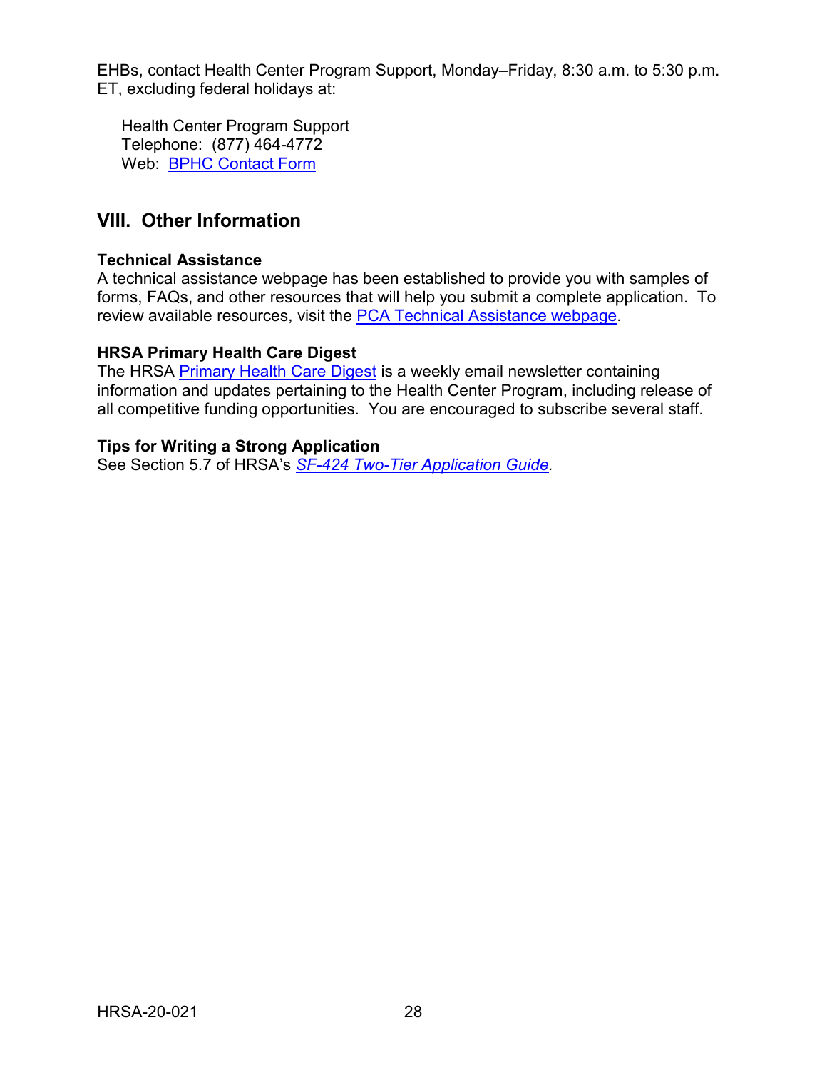EHBs, contact Health Center Program Support, Monday–Friday, 8:30 a.m. to 5:30 p.m. ET, excluding federal holidays at:

Health Center Program Support
Telephone: (877) 464-4772
Web: BPHC Contact Form

## VIII. Other Information

**Technical Assistance**
A technical assistance webpage has been established to provide you with samples of forms, FAQs, and other resources that will help you submit a complete application. To review available resources, visit the PCA Technical Assistance webpage.

**HRSA Primary Health Care Digest**
The HRSA Primary Health Care Digest is a weekly email newsletter containing information and updates pertaining to the Health Center Program, including release of all competitive funding opportunities. You are encouraged to subscribe several staff.

**Tips for Writing a Strong Application**
See Section 5.7 of HRSA's *SF-424 Two-Tier Application Guide.*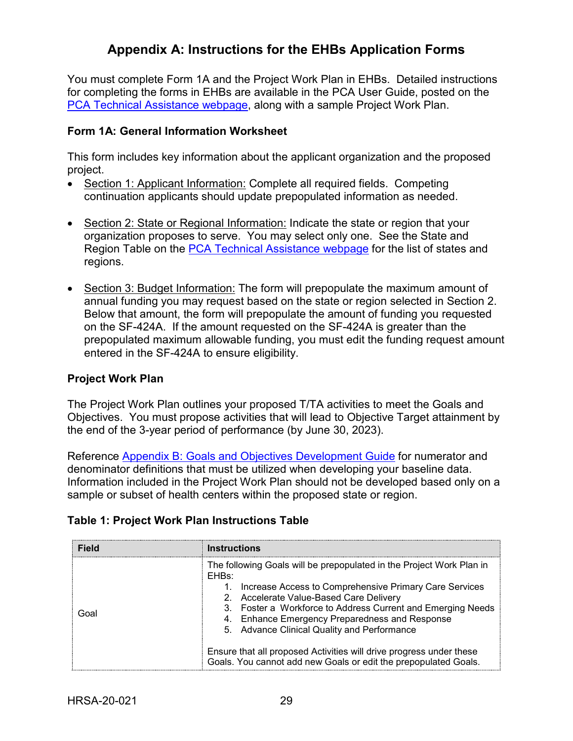# Appendix A: Instructions for the EHBs Application Forms

You must complete Form 1A and the Project Work Plan in EHBs. Detailed instructions for completing the forms in EHBs are available in the PCA User Guide, posted on the PCA Technical Assistance webpage, along with a sample Project Work Plan.

### Form 1A: General Information Worksheet

This form includes key information about the applicant organization and the proposed project.

- Section 1: Applicant Information: Complete all required fields. Competing continuation applicants should update prepopulated information as needed.
- Section 2: State or Regional Information: Indicate the state or region that your organization proposes to serve. You may select only one. See the State and Region Table on the PCA Technical Assistance webpage for the list of states and regions.
- Section 3: Budget Information: The form will prepopulate the maximum amount of annual funding you may request based on the state or region selected in Section 2. Below that amount, the form will prepopulate the amount of funding you requested on the SF-424A. If the amount requested on the SF-424A is greater than the prepopulated maximum allowable funding, you must edit the funding request amount entered in the SF-424A to ensure eligibility.

### Project Work Plan

The Project Work Plan outlines your proposed T/TA activities to meet the Goals and Objectives. You must propose activities that will lead to Objective Target attainment by the end of the 3-year period of performance (by June 30, 2023).

Reference Appendix B: Goals and Objectives Development Guide for numerator and denominator definitions that must be utilized when developing your baseline data. Information included in the Project Work Plan should not be developed based only on a sample or subset of health centers within the proposed state or region.

**Table 1: Project Work Plan Instructions Table**

| Field | Instructions |
|---|---|
| Goal | The following Goals will be prepopulated in the Project Work Plan in EHBs:<br>1. Increase Access to Comprehensive Primary Care Services<br>2. Accelerate Value-Based Care Delivery<br>3. Foster a Workforce to Address Current and Emerging Needs<br>4. Enhance Emergency Preparedness and Response<br>5. Advance Clinical Quality and Performance<br><br>Ensure that all proposed Activities will drive progress under these Goals. You cannot add new Goals or edit the prepopulated Goals. |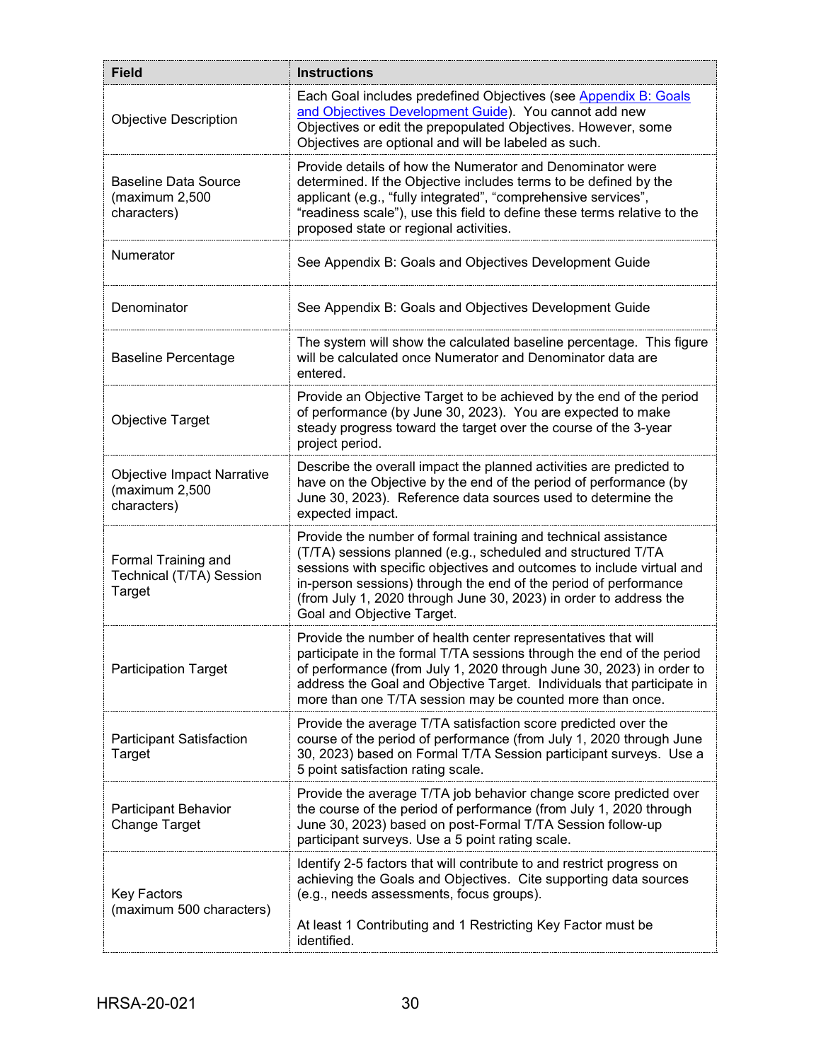| Field | Instructions |
| --- | --- |
| Objective Description | Each Goal includes predefined Objectives (see [Appendix B: Goals and Objectives Development Guide](#)). You cannot add new Objectives or edit the prepopulated Objectives. However, some Objectives are optional and will be labeled as such. |
| Baseline Data Source (maximum 2,500 characters) | Provide details of how the Numerator and Denominator were determined. If the Objective includes terms to be defined by the applicant (e.g., "fully integrated", "comprehensive services", "readiness scale"), use this field to define these terms relative to the proposed state or regional activities. |
| Numerator | See Appendix B: Goals and Objectives Development Guide |
| Denominator | See Appendix B: Goals and Objectives Development Guide |
| Baseline Percentage | The system will show the calculated baseline percentage. This figure will be calculated once Numerator and Denominator data are entered. |
| Objective Target | Provide an Objective Target to be achieved by the end of the period of performance (by June 30, 2023). You are expected to make steady progress toward the target over the course of the 3-year project period. |
| Objective Impact Narrative (maximum 2,500 characters) | Describe the overall impact the planned activities are predicted to have on the Objective by the end of the period of performance (by June 30, 2023). Reference data sources used to determine the expected impact. |
| Formal Training and Technical (T/TA) Session Target | Provide the number of formal training and technical assistance (T/TA) sessions planned (e.g., scheduled and structured T/TA sessions with specific objectives and outcomes to include virtual and in-person sessions) through the end of the period of performance (from July 1, 2020 through June 30, 2023) in order to address the Goal and Objective Target. |
| Participation Target | Provide the number of health center representatives that will participate in the formal T/TA sessions through the end of the period of performance (from July 1, 2020 through June 30, 2023) in order to address the Goal and Objective Target. Individuals that participate in more than one T/TA session may be counted more than once. |
| Participant Satisfaction Target | Provide the average T/TA satisfaction score predicted over the course of the period of performance (from July 1, 2020 through June 30, 2023) based on Formal T/TA Session participant surveys. Use a 5 point satisfaction rating scale. |
| Participant Behavior Change Target | Provide the average T/TA job behavior change score predicted over the course of the period of performance (from July 1, 2020 through June 30, 2023) based on post-Formal T/TA Session follow-up participant surveys. Use a 5 point rating scale. |
| Key Factors (maximum 500 characters) | Identify 2-5 factors that will contribute to and restrict progress on achieving the Goals and Objectives. Cite supporting data sources (e.g., needs assessments, focus groups).<br><br>At least 1 Contributing and 1 Restricting Key Factor must be identified. |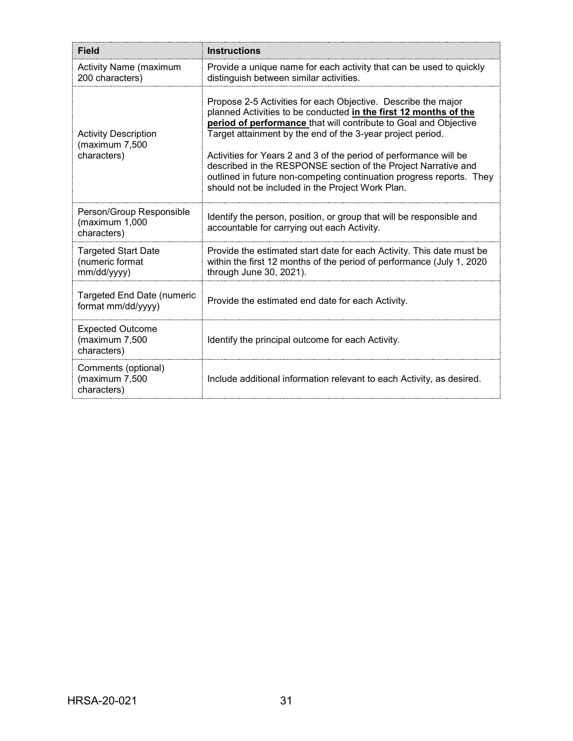| Field | Instructions |
|---|---|
| Activity Name (maximum 200 characters) | Provide a unique name for each activity that can be used to quickly distinguish between similar activities. |
| Activity Description (maximum 7,500 characters) | Propose 2-5 Activities for each Objective. Describe the major planned Activities to be conducted **<u>in the first 12 months of the period of performance</u>** that will contribute to Goal and Objective Target attainment by the end of the 3-year project period.<br><br>Activities for Years 2 and 3 of the period of performance will be described in the RESPONSE section of the Project Narrative and outlined in future non-competing continuation progress reports. They should not be included in the Project Work Plan. |
| Person/Group Responsible (maximum 1,000 characters) | Identify the person, position, or group that will be responsible and accountable for carrying out each Activity. |
| Targeted Start Date (numeric format mm/dd/yyyy) | Provide the estimated start date for each Activity. This date must be within the first 12 months of the period of performance (July 1, 2020 through June 30, 2021). |
| Targeted End Date (numeric format mm/dd/yyyy) | Provide the estimated end date for each Activity. |
| Expected Outcome (maximum 7,500 characters) | Identify the principal outcome for each Activity. |
| Comments (optional) (maximum 7,500 characters) | Include additional information relevant to each Activity, as desired. |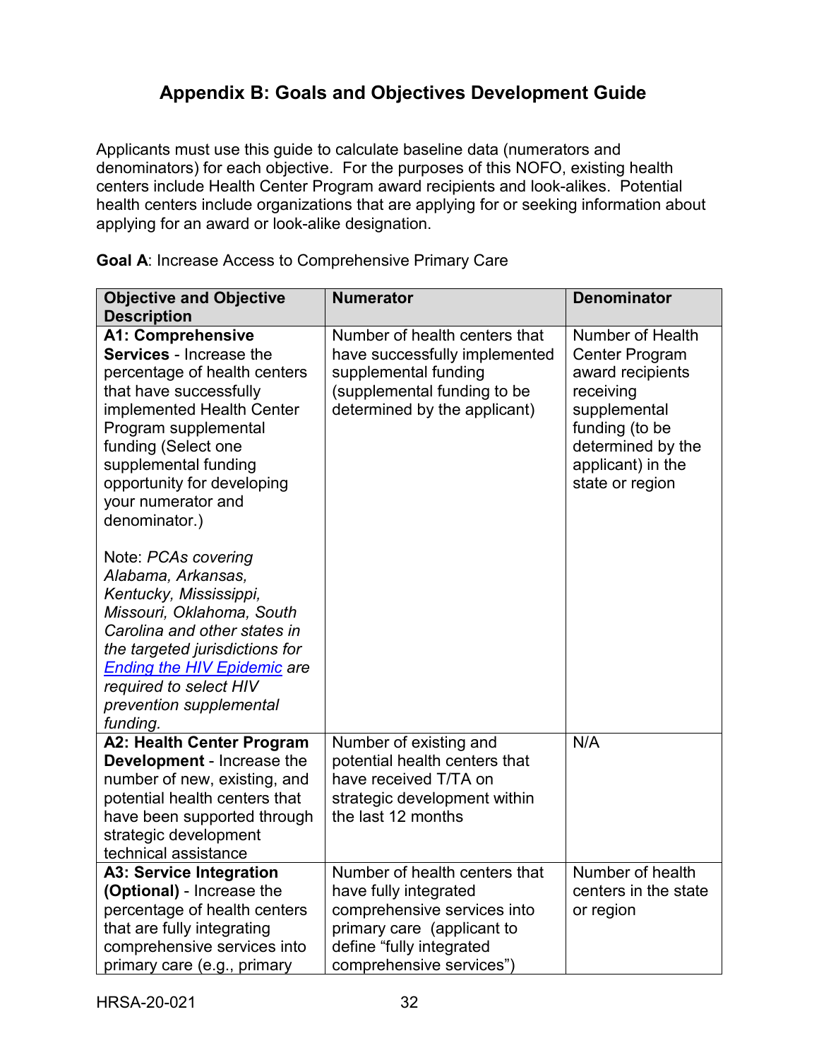## Appendix B: Goals and Objectives Development Guide

Applicants must use this guide to calculate baseline data (numerators and denominators) for each objective. For the purposes of this NOFO, existing health centers include Health Center Program award recipients and look-alikes. Potential health centers include organizations that are applying for or seeking information about applying for an award or look-alike designation.

**Goal A**: Increase Access to Comprehensive Primary Care

| Objective and Objective Description | Numerator | Denominator |
| --- | --- | --- |
| **A1: Comprehensive Services** - Increase the percentage of health centers that have successfully implemented Health Center Program supplemental funding (Select one supplemental funding opportunity for developing your numerator and denominator.)<br><br>Note: *PCAs covering Alabama, Arkansas, Kentucky, Mississippi, Missouri, Oklahoma, South Carolina and other states in the targeted jurisdictions for [Ending the HIV Epidemic](#) are required to select HIV prevention supplemental funding.* | Number of health centers that have successfully implemented supplemental funding (supplemental funding to be determined by the applicant) | Number of Health Center Program award recipients receiving supplemental funding (to be determined by the applicant) in the state or region |
| **A2: Health Center Program Development** - Increase the number of new, existing, and potential health centers that have been supported through strategic development technical assistance | Number of existing and potential health centers that have received T/TA on strategic development within the last 12 months | N/A |
| **A3: Service Integration (Optional)** - Increase the percentage of health centers that are fully integrating comprehensive services into primary care (e.g., primary | Number of health centers that have fully integrated comprehensive services into primary care (applicant to define "fully integrated comprehensive services") | Number of health centers in the state or region |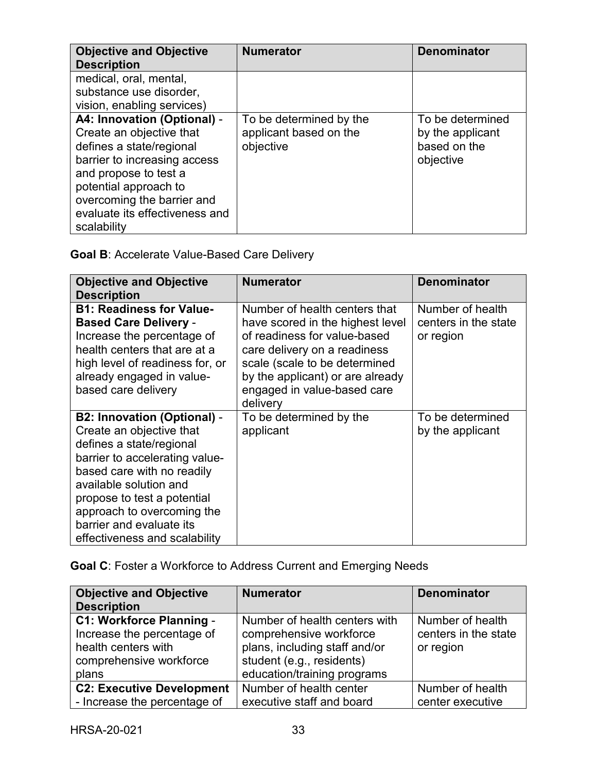| Objective and Objective Description | Numerator | Denominator |
| --- | --- | --- |
| medical, oral, mental, substance use disorder, vision, enabling services) | | |
| **A4: Innovation (Optional)** - Create an objective that defines a state/regional barrier to increasing access and propose to test a potential approach to overcoming the barrier and evaluate its effectiveness and scalability | To be determined by the applicant based on the objective | To be determined by the applicant based on the objective |

**Goal B**: Accelerate Value-Based Care Delivery

| Objective and Objective Description | Numerator | Denominator |
| --- | --- | --- |
| **B1: Readiness for Value-Based Care Delivery** - Increase the percentage of health centers that are at a high level of readiness for, or already engaged in value-based care delivery | Number of health centers that have scored in the highest level of readiness for value-based care delivery on a readiness scale (scale to be determined by the applicant) or are already engaged in value-based care delivery | Number of health centers in the state or region |
| **B2: Innovation (Optional)** - Create an objective that defines a state/regional barrier to accelerating value-based care with no readily available solution and propose to test a potential approach to overcoming the barrier and evaluate its effectiveness and scalability | To be determined by the applicant | To be determined by the applicant |

**Goal C**: Foster a Workforce to Address Current and Emerging Needs

| Objective and Objective Description | Numerator | Denominator |
| --- | --- | --- |
| **C1: Workforce Planning** - Increase the percentage of health centers with comprehensive workforce plans | Number of health centers with comprehensive workforce plans, including staff and/or student (e.g., residents) education/training programs | Number of health centers in the state or region |
| **C2: Executive Development** - Increase the percentage of | Number of health center executive staff and board | Number of health center executive |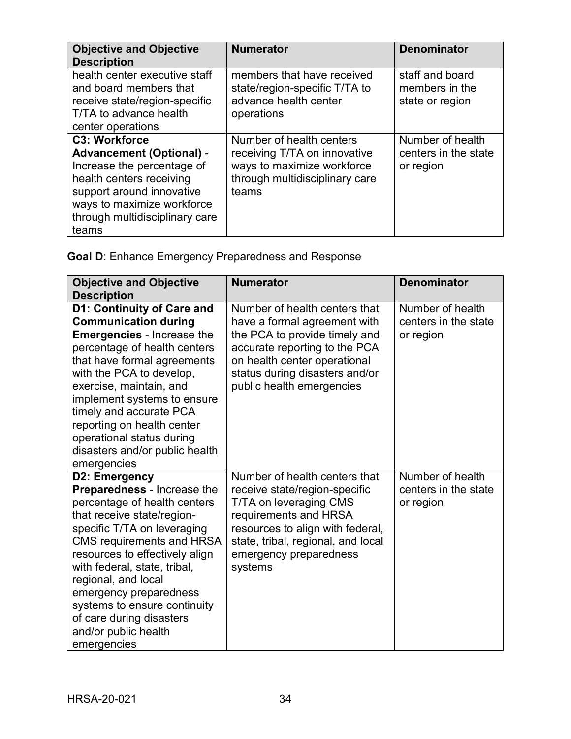| **Objective and Objective Description** | **Numerator** | **Denominator** |
|---|---|---|
| health center executive staff and board members that receive state/region-specific T/TA to advance health center operations | members that have received state/region-specific T/TA to advance health center operations | staff and board members in the state or region |
| **C3: Workforce Advancement (Optional)** - Increase the percentage of health centers receiving support around innovative ways to maximize workforce through multidisciplinary care teams | Number of health centers receiving T/TA on innovative ways to maximize workforce through multidisciplinary care teams | Number of health centers in the state or region |

**Goal D**: Enhance Emergency Preparedness and Response

| **Objective and Objective Description** | **Numerator** | **Denominator** |
|---|---|---|
| **D1: Continuity of Care and Communication during Emergencies** - Increase the percentage of health centers that have formal agreements with the PCA to develop, exercise, maintain, and implement systems to ensure timely and accurate PCA reporting on health center operational status during disasters and/or public health emergencies | Number of health centers that have a formal agreement with the PCA to provide timely and accurate reporting to the PCA on health center operational status during disasters and/or public health emergencies | Number of health centers in the state or region |
| **D2: Emergency Preparedness** - Increase the percentage of health centers that receive state/region-specific T/TA on leveraging CMS requirements and HRSA resources to effectively align with federal, state, tribal, regional, and local emergency preparedness systems to ensure continuity of care during disasters and/or public health emergencies | Number of health centers that receive state/region-specific T/TA on leveraging CMS requirements and HRSA resources to align with federal, state, tribal, regional, and local emergency preparedness systems | Number of health centers in the state or region |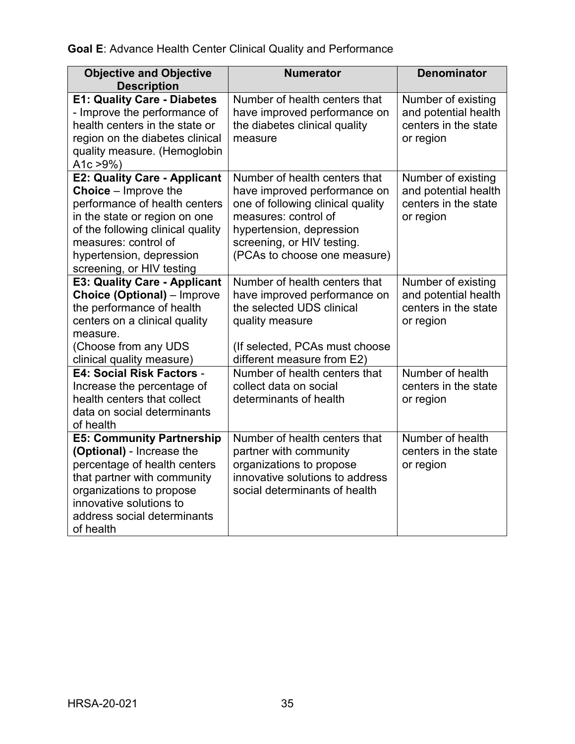**Goal E**: Advance Health Center Clinical Quality and Performance

| Objective and Objective Description | Numerator | Denominator |
|---|---|---|
| **E1: Quality Care - Diabetes** - Improve the performance of health centers in the state or region on the diabetes clinical quality measure. (Hemoglobin A1c >9%) | Number of health centers that have improved performance on the diabetes clinical quality measure | Number of existing and potential health centers in the state or region |
| **E2: Quality Care - Applicant Choice** – Improve the performance of health centers in the state or region on one of the following clinical quality measures: control of hypertension, depression screening, or HIV testing | Number of health centers that have improved performance on one of following clinical quality measures: control of hypertension, depression screening, or HIV testing. (PCAs to choose one measure) | Number of existing and potential health centers in the state or region |
| **E3: Quality Care - Applicant Choice (Optional)** – Improve the performance of health centers on a clinical quality measure. (Choose from any UDS clinical quality measure) | Number of health centers that have improved performance on the selected UDS clinical quality measure<br><br>(If selected, PCAs must choose different measure from E2) | Number of existing and potential health centers in the state or region |
| **E4: Social Risk Factors** - Increase the percentage of health centers that collect data on social determinants of health | Number of health centers that collect data on social determinants of health | Number of health centers in the state or region |
| **E5: Community Partnership (Optional)** - Increase the percentage of health centers that partner with community organizations to propose innovative solutions to address social determinants of health | Number of health centers that partner with community organizations to propose innovative solutions to address social determinants of health | Number of health centers in the state or region |